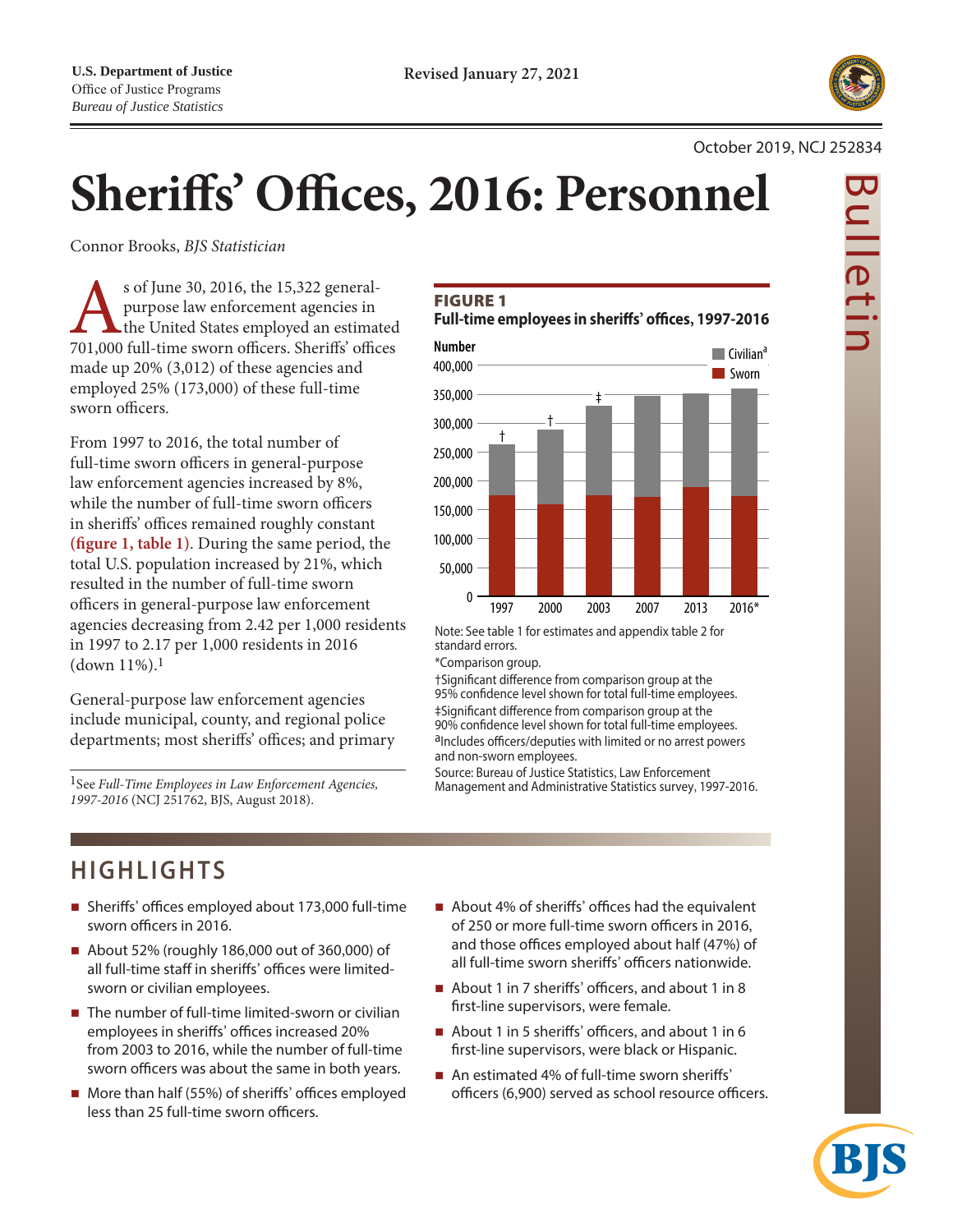U.S. Department of Justice
Office of Justice Programs
*Bureau of Justice Statistics*

Revised January 27, 2021

October 2019, NCJ 252834

# Sheriffs' Offices, 2016: Personnel

Connor Brooks, *BJS Statistician*

As of June 30, 2016, the 15,322 general-purpose law enforcement agencies in the United States employed an estimated 701,000 full-time sworn officers. Sheriffs' offices made up 20% (3,012) of these agencies and employed 25% (173,000) of these full-time sworn officers.

From 1997 to 2016, the total number of full-time sworn officers in general-purpose law enforcement agencies increased by 8%, while the number of full-time sworn officers in sheriffs' offices remained roughly constant **(figure 1, table 1)**. During the same period, the total U.S. population increased by 21%, which resulted in the number of full-time sworn officers in general-purpose law enforcement agencies decreasing from 2.42 per 1,000 residents in 1997 to 2.17 per 1,000 residents in 2016 (down 11%).[1]

General-purpose law enforcement agencies include municipal, county, and regional police departments; most sheriffs' offices; and primary

[1]See *Full-Time Employees in Law Enforcement Agencies, 1997-2016* (NCJ 251762, BJS, August 2018).

**FIGURE 1**
**Full-time employees in sheriffs' offices, 1997-2016**

Note: See table 1 for estimates and appendix table 2 for standard errors.
*Comparison group.
†Significant difference from comparison group at the 95% confidence level shown for total full-time employees.
‡Significant difference from comparison group at the 90% confidence level shown for total full-time employees.
[a]Includes officers/deputies with limited or no arrest powers and non-sworn employees.
Source: Bureau of Justice Statistics, Law Enforcement Management and Administrative Statistics survey, 1997-2016.

## HIGHLIGHTS

- Sheriffs' offices employed about 173,000 full-time sworn officers in 2016.
- About 52% (roughly 186,000 out of 360,000) of all full-time staff in sheriffs' offices were limited-sworn or civilian employees.
- The number of full-time limited-sworn or civilian employees in sheriffs' offices increased 20% from 2003 to 2016, while the number of full-time sworn officers was about the same in both years.
- More than half (55%) of sheriffs' offices employed less than 25 full-time sworn officers.
- About 4% of sheriffs' offices had the equivalent of 250 or more full-time sworn officers in 2016, and those offices employed about half (47%) of all full-time sworn sheriffs' officers nationwide.
- About 1 in 7 sheriffs' officers, and about 1 in 8 first-line supervisors, were female.
- About 1 in 5 sheriffs' officers, and about 1 in 6 first-line supervisors, were black or Hispanic.
- An estimated 4% of full-time sworn sheriffs' officers (6,900) served as school resource officers.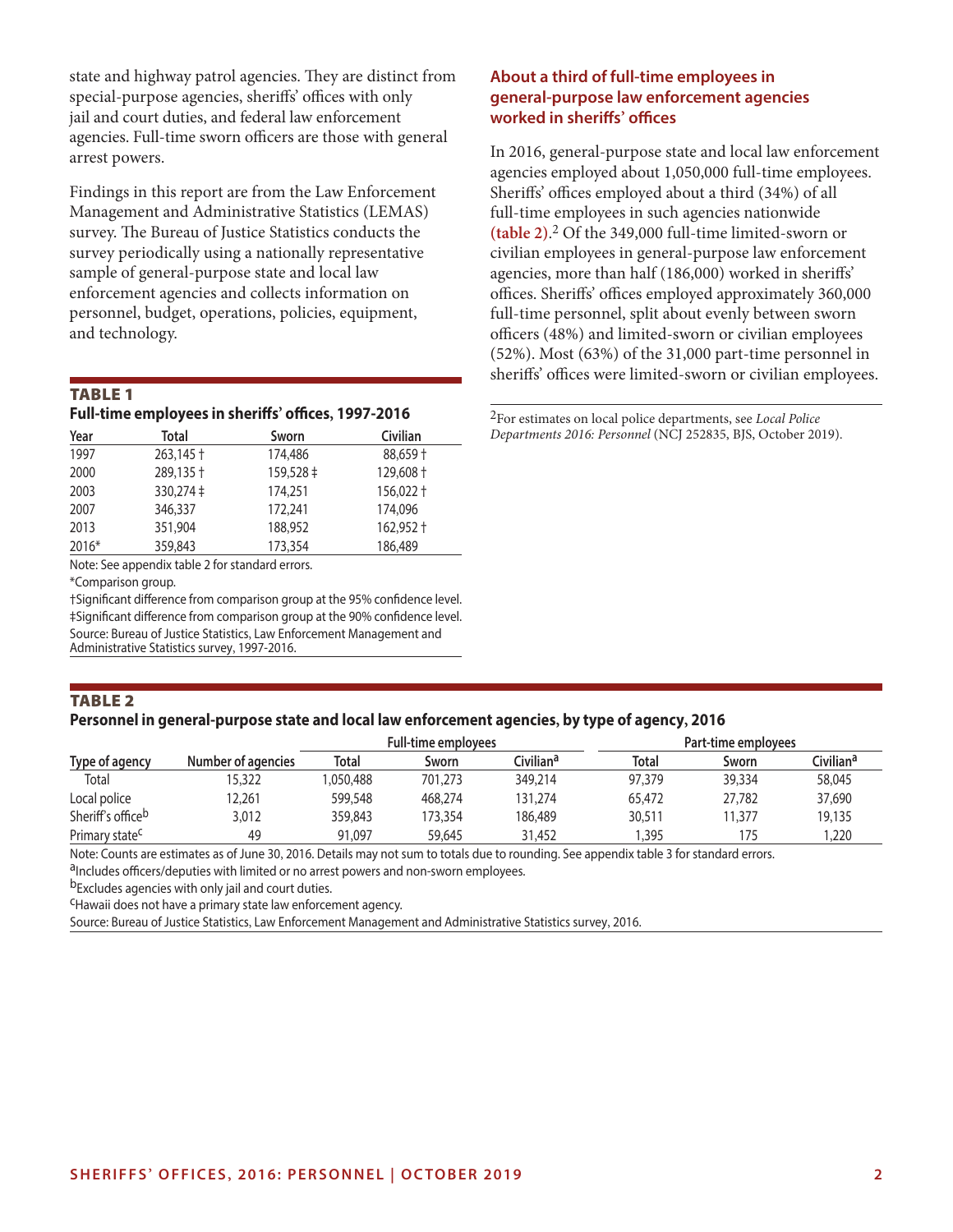state and highway patrol agencies. They are distinct from special-purpose agencies, sheriffs' offices with only jail and court duties, and federal law enforcement agencies. Full-time sworn officers are those with general arrest powers.

Findings in this report are from the Law Enforcement Management and Administrative Statistics (LEMAS) survey. The Bureau of Justice Statistics conducts the survey periodically using a nationally representative sample of general-purpose state and local law enforcement agencies and collects information on personnel, budget, operations, policies, equipment, and technology.

**TABLE 1**
**Full-time employees in sheriffs' offices, 1997-2016**

| Year | Total | Sworn | Civilian |
|---|---|---|---|
| 1997 | 263,145 † | 174,486 | 88,659 † |
| 2000 | 289,135 † | 159,528 ‡ | 129,608 † |
| 2003 | 330,274 ‡ | 174,251 | 156,022 † |
| 2007 | 346,337 | 172,241 | 174,096 |
| 2013 | 351,904 | 188,952 | 162,952 † |
| 2016* | 359,843 | 173,354 | 186,489 |

Note: See appendix table 2 for standard errors.
*Comparison group.
†Significant difference from comparison group at the 95% confidence level.
‡Significant difference from comparison group at the 90% confidence level.
Source: Bureau of Justice Statistics, Law Enforcement Management and Administrative Statistics survey, 1997-2016.

## About a third of full-time employees in general-purpose law enforcement agencies worked in sheriffs' offices

In 2016, general-purpose state and local law enforcement agencies employed about 1,050,000 full-time employees. Sheriffs' offices employed about a third (34%) of all full-time employees in such agencies nationwide (**table 2**).[2] Of the 349,000 full-time limited-sworn or civilian employees in general-purpose law enforcement agencies, more than half (186,000) worked in sheriffs' offices. Sheriffs' offices employed approximately 360,000 full-time personnel, split about evenly between sworn officers (48%) and limited-sworn or civilian employees (52%). Most (63%) of the 31,000 part-time personnel in sheriffs' offices were limited-sworn or civilian employees.

[2]For estimates on local police departments, see *Local Police Departments 2016: Personnel* (NCJ 252835, BJS, October 2019).

**TABLE 2**
**Personnel in general-purpose state and local law enforcement agencies, by type of agency, 2016**

| Type of agency | Number of agencies | Full-time employees | | | Part-time employees | | |
|---|---|---|---|---|---|---|---|
| | | Total | Sworn | Civilian[a] | Total | Sworn | Civilian[a] |
| Total | 15,322 | 1,050,488 | 701,273 | 349,214 | 97,379 | 39,334 | 58,045 |
| Local police | 12,261 | 599,548 | 468,274 | 131,274 | 65,472 | 27,782 | 37,690 |
| Sheriff's office[b] | 3,012 | 359,843 | 173,354 | 186,489 | 30,511 | 11,377 | 19,135 |
| Primary state[c] | 49 | 91,097 | 59,645 | 31,452 | 1,395 | 175 | 1,220 |

Note: Counts are estimates as of June 30, 2016. Details may not sum to totals due to rounding. See appendix table 3 for standard errors.
[a]Includes officers/deputies with limited or no arrest powers and non-sworn employees.
[b]Excludes agencies with only jail and court duties.
[c]Hawaii does not have a primary state law enforcement agency.
Source: Bureau of Justice Statistics, Law Enforcement Management and Administrative Statistics survey, 2016.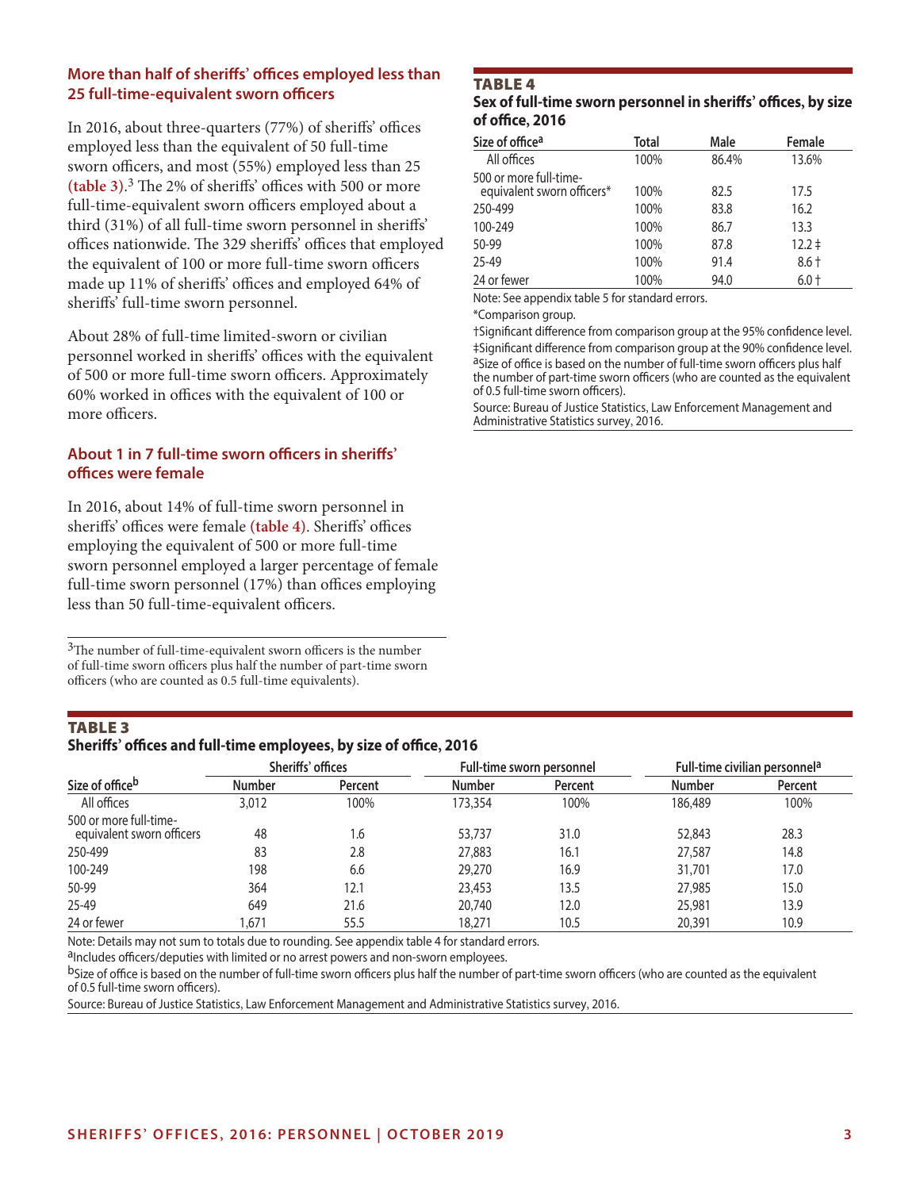### More than half of sheriffs' offices employed less than 25 full-time-equivalent sworn officers

In 2016, about three-quarters (77%) of sheriffs' offices employed less than the equivalent of 50 full-time sworn officers, and most (55%) employed less than 25 **(table 3)**.[3] The 2% of sheriffs' offices with 500 or more full-time-equivalent sworn officers employed about a third (31%) of all full-time sworn personnel in sheriffs' offices nationwide. The 329 sheriffs' offices that employed the equivalent of 100 or more full-time sworn officers made up 11% of sheriffs' offices and employed 64% of sheriffs' full-time sworn personnel.

About 28% of full-time limited-sworn or civilian personnel worked in sheriffs' offices with the equivalent of 500 or more full-time sworn officers. Approximately 60% worked in offices with the equivalent of 100 or more officers.

### About 1 in 7 full-time sworn officers in sheriffs' offices were female

In 2016, about 14% of full-time sworn personnel in sheriffs' offices were female **(table 4)**. Sheriffs' offices employing the equivalent of 500 or more full-time sworn personnel employed a larger percentage of female full-time sworn personnel (17%) than offices employing less than 50 full-time-equivalent officers.

[3]The number of full-time-equivalent sworn officers is the number of full-time sworn officers plus half the number of part-time sworn officers (who are counted as 0.5 full-time equivalents).

**TABLE 4**
**Sex of full-time sworn personnel in sheriffs' offices, by size of office, 2016**

| Size of office[a] | Total | Male | Female |
|---|---|---|---|
| All offices | 100% | 86.4% | 13.6% |
| 500 or more full-time-equivalent sworn officers* | 100% | 82.5 | 17.5 |
| 250-499 | 100% | 83.8 | 16.2 |
| 100-249 | 100% | 86.7 | 13.3 |
| 50-99 | 100% | 87.8 | 12.2 ‡ |
| 25-49 | 100% | 91.4 | 8.6 † |
| 24 or fewer | 100% | 94.0 | 6.0 † |

Note: See appendix table 5 for standard errors.
*Comparison group.
†Significant difference from comparison group at the 95% confidence level.
‡Significant difference from comparison group at the 90% confidence level.
[a]Size of office is based on the number of full-time sworn officers plus half the number of part-time sworn officers (who are counted as the equivalent of 0.5 full-time sworn officers).
Source: Bureau of Justice Statistics, Law Enforcement Management and Administrative Statistics survey, 2016.

**TABLE 3**
**Sheriffs' offices and full-time employees, by size of office, 2016**

| Size of office[b] | Sheriffs' offices | | Full-time sworn personnel | | Full-time civilian personnel[a] | |
|---|---|---|---|---|---|---|
| | Number | Percent | Number | Percent | Number | Percent |
| All offices | 3,012 | 100% | 173,354 | 100% | 186,489 | 100% |
| 500 or more full-time-equivalent sworn officers | 48 | 1.6 | 53,737 | 31.0 | 52,843 | 28.3 |
| 250-499 | 83 | 2.8 | 27,883 | 16.1 | 27,587 | 14.8 |
| 100-249 | 198 | 6.6 | 29,270 | 16.9 | 31,701 | 17.0 |
| 50-99 | 364 | 12.1 | 23,453 | 13.5 | 27,985 | 15.0 |
| 25-49 | 649 | 21.6 | 20,740 | 12.0 | 25,981 | 13.9 |
| 24 or fewer | 1,671 | 55.5 | 18,271 | 10.5 | 20,391 | 10.9 |

Note: Details may not sum to totals due to rounding. See appendix table 4 for standard errors.
[a]Includes officers/deputies with limited or no arrest powers and non-sworn employees.
[b]Size of office is based on the number of full-time sworn officers plus half the number of part-time sworn officers (who are counted as the equivalent of 0.5 full-time sworn officers).
Source: Bureau of Justice Statistics, Law Enforcement Management and Administrative Statistics survey, 2016.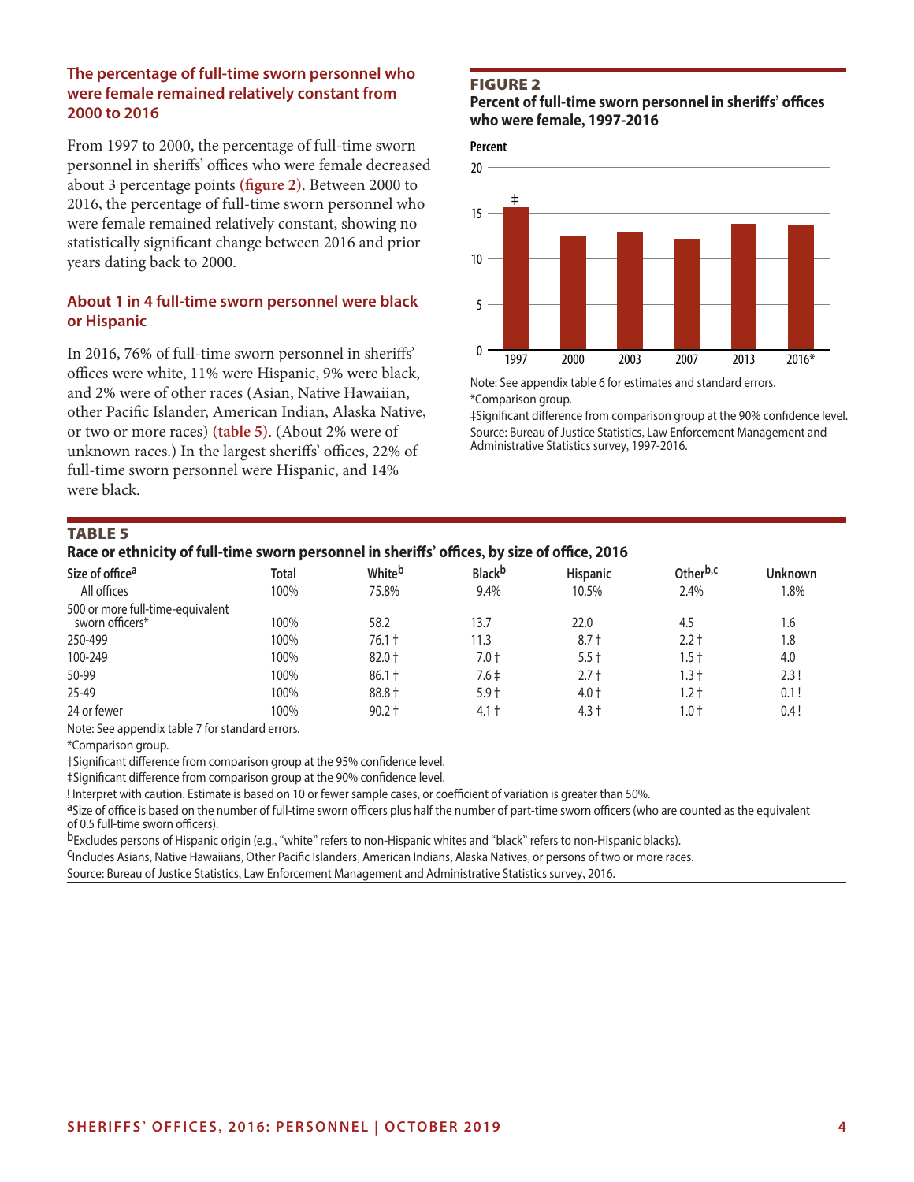### The percentage of full-time sworn personnel who were female remained relatively constant from 2000 to 2016

From 1997 to 2000, the percentage of full-time sworn personnel in sheriffs' offices who were female decreased about 3 percentage points **(figure 2)**. Between 2000 to 2016, the percentage of full-time sworn personnel who were female remained relatively constant, showing no statistically significant change between 2016 and prior years dating back to 2000.

### About 1 in 4 full-time sworn personnel were black or Hispanic

In 2016, 76% of full-time sworn personnel in sheriffs' offices were white, 11% were Hispanic, 9% were black, and 2% were of other races (Asian, Native Hawaiian, other Pacific Islander, American Indian, Alaska Native, or two or more races) **(table 5)**. (About 2% were of unknown races.) In the largest sheriffs' offices, 22% of full-time sworn personnel were Hispanic, and 14% were black.

**FIGURE 2**

**Percent of full-time sworn personnel in sheriffs' offices who were female, 1997-2016**

Percent

| Year | Percent |
|---|---|
| 1997 ‡ | ~15.6 |
| 2000 | ~12.5 |
| 2003 | ~12.9 |
| 2007 | ~12.2 |
| 2013 | ~13.8 |
| 2016* | ~13.6 |

Note: See appendix table 6 for estimates and standard errors.
*Comparison group.
‡Significant difference from comparison group at the 90% confidence level.
Source: Bureau of Justice Statistics, Law Enforcement Management and Administrative Statistics survey, 1997-2016.

**TABLE 5**

**Race or ethnicity of full-time sworn personnel in sheriffs' offices, by size of office, 2016**

| Size of office[a] | Total | White[b] | Black[b] | Hispanic | Other[b,c] | Unknown |
|---|---|---|---|---|---|---|
| All offices | 100% | 75.8% | 9.4% | 10.5% | 2.4% | 1.8% |
| 500 or more full-time-equivalent sworn officers* | 100% | 58.2 | 13.7 | 22.0 | 4.5 | 1.6 |
| 250-499 | 100% | 76.1 † | 11.3 | 8.7 † | 2.2 † | 1.8 |
| 100-249 | 100% | 82.0 † | 7.0 † | 5.5 † | 1.5 † | 4.0 |
| 50-99 | 100% | 86.1 † | 7.6 ‡ | 2.7 † | 1.3 † | 2.3 ! |
| 25-49 | 100% | 88.8 † | 5.9 † | 4.0 † | 1.2 † | 0.1 ! |
| 24 or fewer | 100% | 90.2 † | 4.1 † | 4.3 † | 1.0 † | 0.4 ! |

Note: See appendix table 7 for standard errors.

*Comparison group.

†Significant difference from comparison group at the 95% confidence level.

‡Significant difference from comparison group at the 90% confidence level.

! Interpret with caution. Estimate is based on 10 or fewer sample cases, or coefficient of variation is greater than 50%.

[a]Size of office is based on the number of full-time sworn officers plus half the number of part-time sworn officers (who are counted as the equivalent of 0.5 full-time sworn officers).

[b]Excludes persons of Hispanic origin (e.g., "white" refers to non-Hispanic whites and "black" refers to non-Hispanic blacks).

[c]Includes Asians, Native Hawaiians, Other Pacific Islanders, American Indians, Alaska Natives, or persons of two or more races.

Source: Bureau of Justice Statistics, Law Enforcement Management and Administrative Statistics survey, 2016.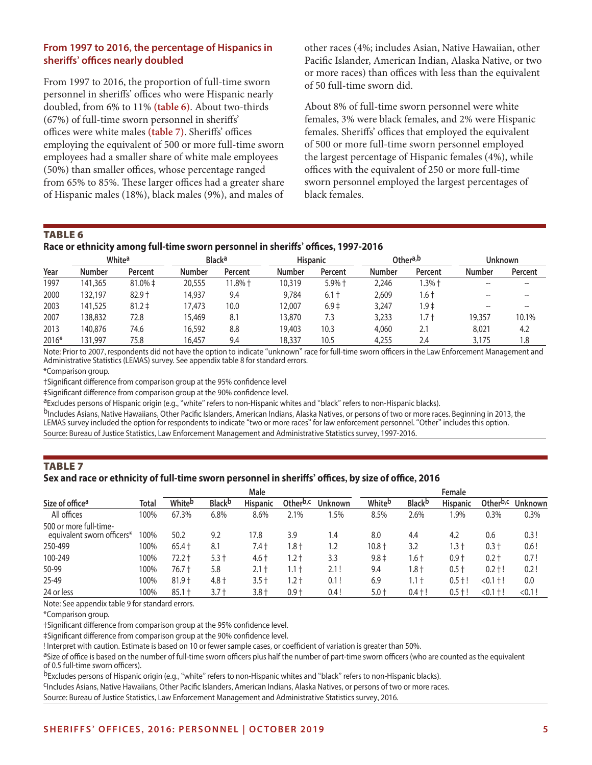### From 1997 to 2016, the percentage of Hispanics in sheriffs' offices nearly doubled

From 1997 to 2016, the proportion of full-time sworn personnel in sheriffs' offices who were Hispanic nearly doubled, from 6% to 11% **(table 6)**. About two-thirds (67%) of full-time sworn personnel in sheriffs' offices were white males **(table 7)**. Sheriffs' offices employing the equivalent of 500 or more full-time sworn employees had a smaller share of white male employees (50%) than smaller offices, whose percentage ranged from 65% to 85%. These larger offices had a greater share of Hispanic males (18%), black males (9%), and males of other races (4%; includes Asian, Native Hawaiian, other Pacific Islander, American Indian, Alaska Native, or two or more races) than offices with less than the equivalent of 50 full-time sworn did.

About 8% of full-time sworn personnel were white females, 3% were black females, and 2% were Hispanic females. Sheriffs' offices that employed the equivalent of 500 or more full-time sworn personnel employed the largest percentage of Hispanic females (4%), while offices with the equivalent of 250 or more full-time sworn personnel employed the largest percentages of black females.

**TABLE 6**
**Race or ethnicity among full-time sworn personnel in sheriffs' offices, 1997-2016**

| | White[a] | | Black[a] | | Hispanic | | Other[a,b] | | Unknown | |
|---|---|---|---|---|---|---|---|---|---|---|
| Year | Number | Percent | Number | Percent | Number | Percent | Number | Percent | Number | Percent |
| 1997 | 141,365 | 81.0% ‡ | 20,555 | 11.8% † | 10,319 | 5.9% † | 2,246 | 1.3% † | -- | -- |
| 2000 | 132,197 | 82.9 † | 14,937 | 9.4 | 9,784 | 6.1 † | 2,609 | 1.6 † | -- | -- |
| 2003 | 141,525 | 81.2 ‡ | 17,473 | 10.0 | 12,007 | 6.9 ‡ | 3,247 | 1.9 ‡ | -- | -- |
| 2007 | 138,832 | 72.8 | 15,469 | 8.1 | 13,870 | 7.3 | 3,233 | 1.7 † | 19,357 | 10.1% |
| 2013 | 140,876 | 74.6 | 16,592 | 8.8 | 19,403 | 10.3 | 4,060 | 2.1 | 8,021 | 4.2 |
| 2016* | 131,997 | 75.8 | 16,457 | 9.4 | 18,337 | 10.5 | 4,255 | 2.4 | 3,175 | 1.8 |

Note: Prior to 2007, respondents did not have the option to indicate "unknown" race for full-time sworn officers in the Law Enforcement Management and Administrative Statistics (LEMAS) survey. See appendix table 8 for standard errors.

*Comparison group.

†Significant difference from comparison group at the 95% confidence level

‡Significant difference from comparison group at the 90% confidence level.

[a]Excludes persons of Hispanic origin (e.g., "white" refers to non-Hispanic whites and "black" refers to non-Hispanic blacks).

[b]Includes Asians, Native Hawaiians, Other Pacific Islanders, American Indians, Alaska Natives, or persons of two or more races. Beginning in 2013, the LEMAS survey included the option for respondents to indicate "two or more races" for law enforcement personnel. "Other" includes this option.

Source: Bureau of Justice Statistics, Law Enforcement Management and Administrative Statistics survey, 1997-2016.

**TABLE 7**
**Sex and race or ethnicity of full-time sworn personnel in sheriffs' offices, by size of office, 2016**

| | | Male | | | | | Female | | | | |
|---|---|---|---|---|---|---|---|---|---|---|---|
| Size of office[a] | Total | White[b] | Black[b] | Hispanic | Other[b,c] | Unknown | White[b] | Black[b] | Hispanic | Other[b,c] | Unknown |
| All offices | 100% | 67.3% | 6.8% | 8.6% | 2.1% | 1.5% | 8.5% | 2.6% | 1.9% | 0.3% | 0.3% |
| 500 or more full-time-equivalent sworn officers* | 100% | 50.2 | 9.2 | 17.8 | 3.9 | 1.4 | 8.0 | 4.4 | 4.2 | 0.6 | 0.3 ! |
| 250-499 | 100% | 65.4 † | 8.1 | 7.4 † | 1.8 † | 1.2 | 10.8 † | 3.2 | 1.3 † | 0.3 † | 0.6 ! |
| 100-249 | 100% | 72.2 † | 5.3 † | 4.6 † | 1.2 † | 3.3 | 9.8 ‡ | 1.6 † | 0.9 † | 0.2 † | 0.7 ! |
| 50-99 | 100% | 76.7 † | 5.8 | 2.1 † | 1.1 † | 2.1 ! | 9.4 | 1.8 † | 0.5 † | 0.2 † ! | 0.2 ! |
| 25-49 | 100% | 81.9 † | 4.8 † | 3.5 † | 1.2 † | 0.1 ! | 6.9 | 1.1 † | 0.5 † ! | <0.1 † ! | 0.0 |
| 24 or less | 100% | 85.1 † | 3.7 † | 3.8 † | 0.9 † | 0.4 ! | 5.0 † | 0.4 † ! | 0.5 † ! | <0.1 † ! | <0.1 ! |

Note: See appendix table 9 for standard errors.

*Comparison group.

†Significant difference from comparison group at the 95% confidence level.

‡Significant difference from comparison group at the 90% confidence level.

! Interpret with caution. Estimate is based on 10 or fewer sample cases, or coefficient of variation is greater than 50%.

[a]Size of office is based on the number of full-time sworn officers plus half the number of part-time sworn officers (who are counted as the equivalent of 0.5 full-time sworn officers).

[b]Excludes persons of Hispanic origin (e.g., "white" refers to non-Hispanic whites and "black" refers to non-Hispanic blacks).

[c]Includes Asians, Native Hawaiians, Other Pacific Islanders, American Indians, Alaska Natives, or persons of two or more races.

Source: Bureau of Justice Statistics, Law Enforcement Management and Administrative Statistics survey, 2016.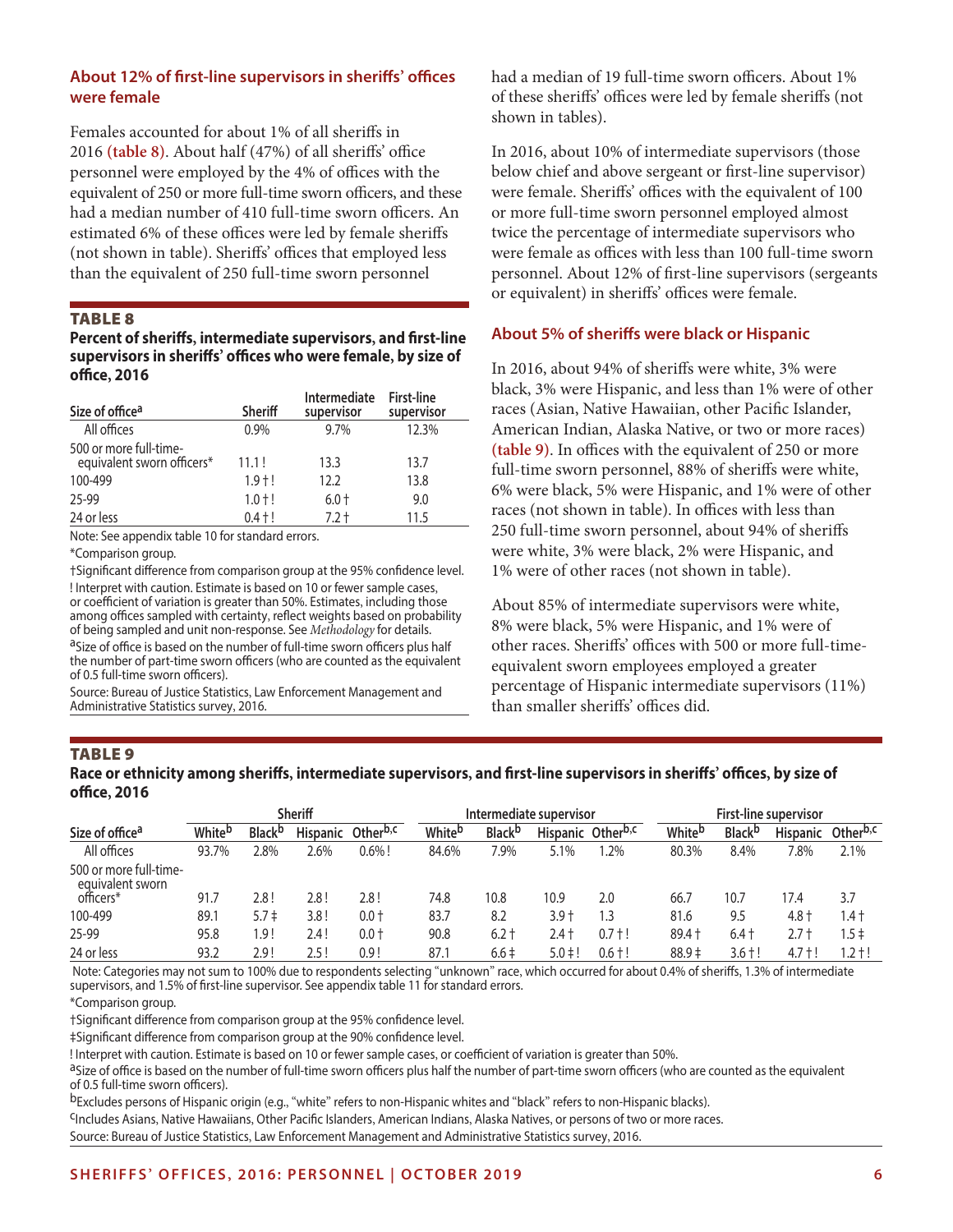## About 12% of first-line supervisors in sheriffs' offices were female

Females accounted for about 1% of all sheriffs in 2016 **(table 8)**. About half (47%) of all sheriffs' office personnel were employed by the 4% of offices with the equivalent of 250 or more full-time sworn officers, and these had a median number of 410 full-time sworn officers. An estimated 6% of these offices were led by female sheriffs (not shown in table). Sheriffs' offices that employed less than the equivalent of 250 full-time sworn personnel had a median of 19 full-time sworn officers. About 1% of these sheriffs' offices were led by female sheriffs (not shown in tables).

In 2016, about 10% of intermediate supervisors (those below chief and above sergeant or first-line supervisor) were female. Sheriffs' offices with the equivalent of 100 or more full-time sworn personnel employed almost twice the percentage of intermediate supervisors who were female as offices with less than 100 full-time sworn personnel. About 12% of first-line supervisors (sergeants or equivalent) in sheriffs' offices were female.

### TABLE 8
**Percent of sheriffs, intermediate supervisors, and first-line supervisors in sheriffs' offices who were female, by size of office, 2016**

| Size of office[a] | Sheriff | Intermediate supervisor | First-line supervisor |
|---|---|---|---|
| All offices | 0.9% | 9.7% | 12.3% |
| 500 or more full-time-equivalent sworn officers* | 11.1 ! | 13.3 | 13.7 |
| 100-499 | 1.9 † ! | 12.2 | 13.8 |
| 25-99 | 1.0 † ! | 6.0 † | 9.0 |
| 24 or less | 0.4 † ! | 7.2 † | 11.5 |

Note: See appendix table 10 for standard errors.

*Comparison group.

†Significant difference from comparison group at the 95% confidence level.

! Interpret with caution. Estimate is based on 10 or fewer sample cases, or coefficient of variation is greater than 50%. Estimates, including those among offices sampled with certainty, reflect weights based on probability of being sampled and unit non-response. See *Methodology* for details.

[a]Size of office is based on the number of full-time sworn officers plus half the number of part-time sworn officers (who are counted as the equivalent of 0.5 full-time sworn officers).

Source: Bureau of Justice Statistics, Law Enforcement Management and Administrative Statistics survey, 2016.

## About 5% of sheriffs were black or Hispanic

In 2016, about 94% of sheriffs were white, 3% were black, 3% were Hispanic, and less than 1% were of other races (Asian, Native Hawaiian, other Pacific Islander, American Indian, Alaska Native, or two or more races) **(table 9)**. In offices with the equivalent of 250 or more full-time sworn personnel, 88% of sheriffs were white, 6% were black, 5% were Hispanic, and 1% were of other races (not shown in table). In offices with less than 250 full-time sworn personnel, about 94% of sheriffs were white, 3% were black, 2% were Hispanic, and 1% were of other races (not shown in table).

About 85% of intermediate supervisors were white, 8% were black, 5% were Hispanic, and 1% were of other races. Sheriffs' offices with 500 or more full-time-equivalent sworn employees employed a greater percentage of Hispanic intermediate supervisors (11%) than smaller sheriffs' offices did.

### TABLE 9
**Race or ethnicity among sheriffs, intermediate supervisors, and first-line supervisors in sheriffs' offices, by size of office, 2016**

| | Sheriff | | | | Intermediate supervisor | | | | First-line supervisor | | | |
|---|---|---|---|---|---|---|---|---|---|---|---|---|
| Size of office[a] | White[b] | Black[b] | Hispanic | Other[b,c] | White[b] | Black[b] | Hispanic | Other[b,c] | White[b] | Black[b] | Hispanic | Other[b,c] |
| All offices | 93.7% | 2.8% | 2.6% | 0.6% ! | 84.6% | 7.9% | 5.1% | 1.2% | 80.3% | 8.4% | 7.8% | 2.1% |
| 500 or more full-time-equivalent sworn officers* | 91.7 | 2.8 ! | 2.8 ! | 2.8 ! | 74.8 | 10.8 | 10.9 | 2.0 | 66.7 | 10.7 | 17.4 | 3.7 |
| 100-499 | 89.1 | 5.7 ‡ | 3.8 ! | 0.0 † | 83.7 | 8.2 | 3.9 † | 1.3 | 81.6 | 9.5 | 4.8 † | 1.4 † |
| 25-99 | 95.8 | 1.9 ! | 2.4 ! | 0.0 † | 90.8 | 6.2 † | 2.4 † | 0.7 † ! | 89.4 † | 6.4 † | 2.7 † | 1.5 ‡ |
| 24 or less | 93.2 | 2.9 ! | 2.5 ! | 0.9 ! | 87.1 | 6.6 ‡ | 5.0 ‡ ! | 0.6 † ! | 88.9 ‡ | 3.6 † ! | 4.7 † ! | 1.2 † ! |

Note: Categories may not sum to 100% due to respondents selecting "unknown" race, which occurred for about 0.4% of sheriffs, 1.3% of intermediate supervisors, and 1.5% of first-line supervisor. See appendix table 11 for standard errors.

*Comparison group.

†Significant difference from comparison group at the 95% confidence level.

‡Significant difference from comparison group at the 90% confidence level.

! Interpret with caution. Estimate is based on 10 or fewer sample cases, or coefficient of variation is greater than 50%.

[a]Size of office is based on the number of full-time sworn officers plus half the number of part-time sworn officers (who are counted as the equivalent of 0.5 full-time sworn officers).

[b]Excludes persons of Hispanic origin (e.g., "white" refers to non-Hispanic whites and "black" refers to non-Hispanic blacks).

[c]Includes Asians, Native Hawaiians, Other Pacific Islanders, American Indians, Alaska Natives, or persons of two or more races.

Source: Bureau of Justice Statistics, Law Enforcement Management and Administrative Statistics survey, 2016.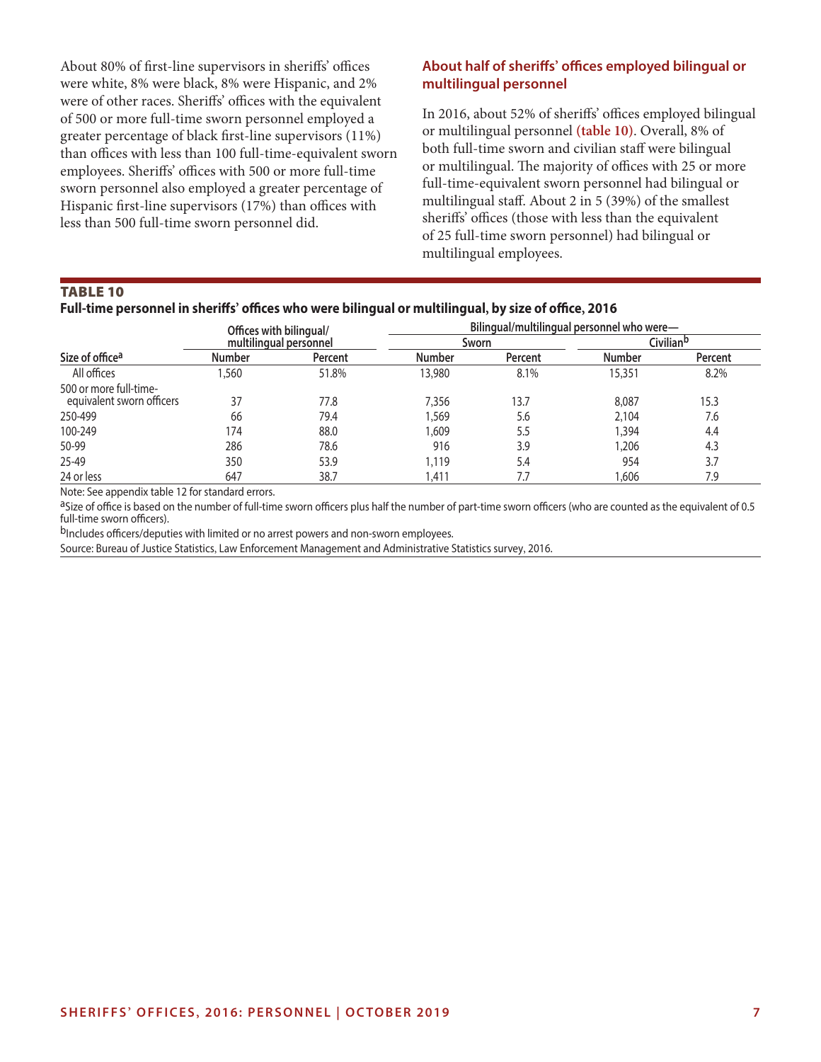About 80% of first-line supervisors in sheriffs' offices were white, 8% were black, 8% were Hispanic, and 2% were of other races. Sheriffs' offices with the equivalent of 500 or more full-time sworn personnel employed a greater percentage of black first-line supervisors (11%) than offices with less than 100 full-time-equivalent sworn employees. Sheriffs' offices with 500 or more full-time sworn personnel also employed a greater percentage of Hispanic first-line supervisors (17%) than offices with less than 500 full-time sworn personnel did.

### About half of sheriffs' offices employed bilingual or multilingual personnel

In 2016, about 52% of sheriffs' offices employed bilingual or multilingual personnel **(table 10)**. Overall, 8% of both full-time sworn and civilian staff were bilingual or multilingual. The majority of offices with 25 or more full-time-equivalent sworn personnel had bilingual or multilingual staff. About 2 in 5 (39%) of the smallest sheriffs' offices (those with less than the equivalent of 25 full-time sworn personnel) had bilingual or multilingual employees.

**TABLE 10**
**Full-time personnel in sheriffs' offices who were bilingual or multilingual, by size of office, 2016**

| | Offices with bilingual/ multilingual personnel | | Bilingual/multilingual personnel who were— | | | |
|---|---|---|---|---|---|---|
| | | | Sworn | | Civilian[b] | |
| Size of office[a] | Number | Percent | Number | Percent | Number | Percent |
| All offices | 1,560 | 51.8% | 13,980 | 8.1% | 15,351 | 8.2% |
| 500 or more full-time-equivalent sworn officers | 37 | 77.8 | 7,356 | 13.7 | 8,087 | 15.3 |
| 250-499 | 66 | 79.4 | 1,569 | 5.6 | 2,104 | 7.6 |
| 100-249 | 174 | 88.0 | 1,609 | 5.5 | 1,394 | 4.4 |
| 50-99 | 286 | 78.6 | 916 | 3.9 | 1,206 | 4.3 |
| 25-49 | 350 | 53.9 | 1,119 | 5.4 | 954 | 3.7 |
| 24 or less | 647 | 38.7 | 1,411 | 7.7 | 1,606 | 7.9 |

Note: See appendix table 12 for standard errors.

[a]Size of office is based on the number of full-time sworn officers plus half the number of part-time sworn officers (who are counted as the equivalent of 0.5 full-time sworn officers).

[b]Includes officers/deputies with limited or no arrest powers and non-sworn employees.

Source: Bureau of Justice Statistics, Law Enforcement Management and Administrative Statistics survey, 2016.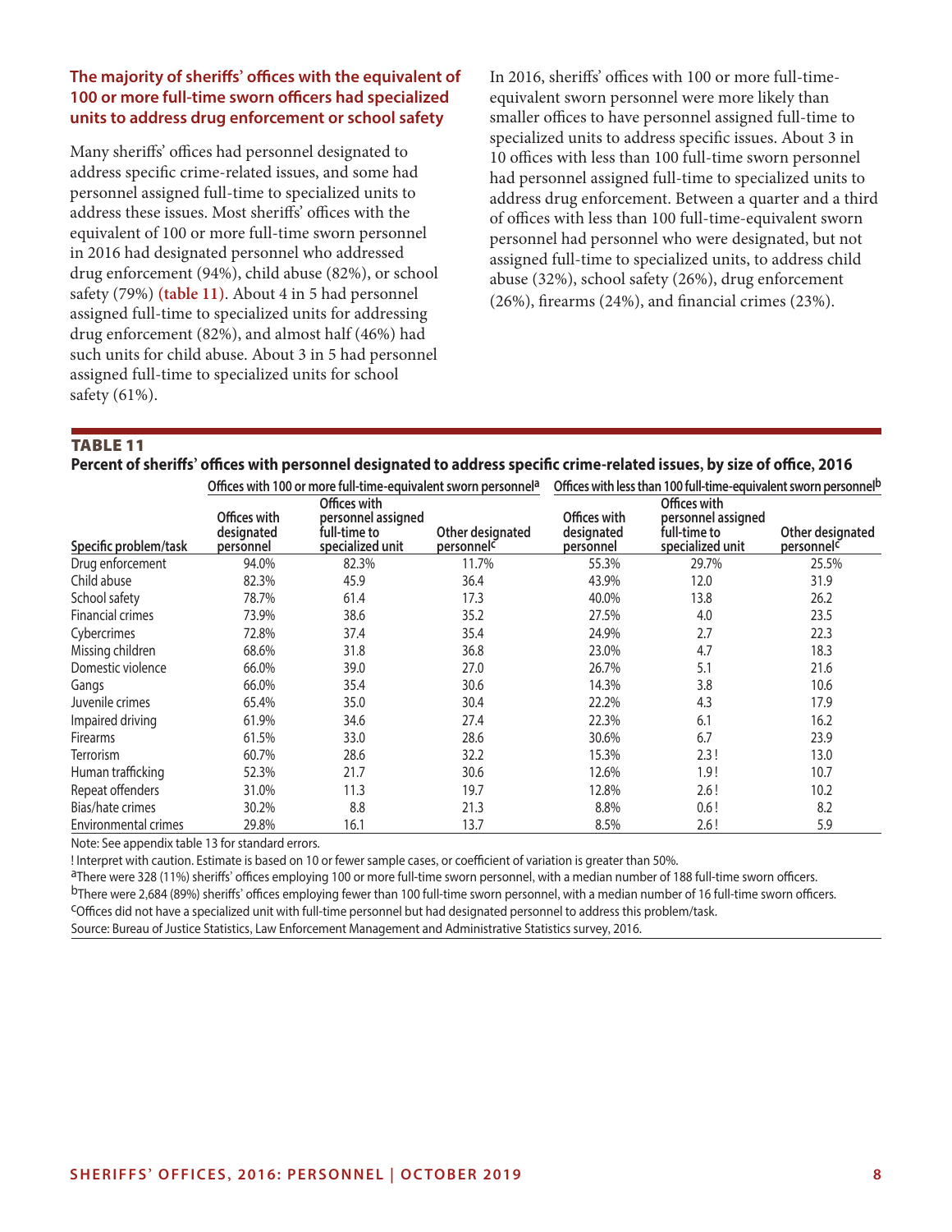### The majority of sheriffs' offices with the equivalent of 100 or more full-time sworn officers had specialized units to address drug enforcement or school safety

Many sheriffs' offices had personnel designated to address specific crime-related issues, and some had personnel assigned full-time to specialized units to address these issues. Most sheriffs' offices with the equivalent of 100 or more full-time sworn personnel in 2016 had designated personnel who addressed drug enforcement (94%), child abuse (82%), or school safety (79%) **(table 11)**. About 4 in 5 had personnel assigned full-time to specialized units for addressing drug enforcement (82%), and almost half (46%) had such units for child abuse. About 3 in 5 had personnel assigned full-time to specialized units for school safety (61%).

In 2016, sheriffs' offices with 100 or more full-time-equivalent sworn personnel were more likely than smaller offices to have personnel assigned full-time to specialized units to address specific issues. About 3 in 10 offices with less than 100 full-time sworn personnel had personnel assigned full-time to specialized units to address drug enforcement. Between a quarter and a third of offices with less than 100 full-time-equivalent sworn personnel had personnel who were designated, but not assigned full-time to specialized units, to address child abuse (32%), school safety (26%), drug enforcement (26%), firearms (24%), and financial crimes (23%).

**TABLE 11**
**Percent of sheriffs' offices with personnel designated to address specific crime-related issues, by size of office, 2016**

| | Offices with 100 or more full-time-equivalent sworn personnel[a] | | | Offices with less than 100 full-time-equivalent sworn personnel[b] | | |
|---|---|---|---|---|---|---|
| Specific problem/task | Offices with designated personnel | Offices with personnel assigned full-time to specialized unit | Other designated personnel[c] | Offices with designated personnel | Offices with personnel assigned full-time to specialized unit | Other designated personnel[c] |
| Drug enforcement | 94.0% | 82.3% | 11.7% | 55.3% | 29.7% | 25.5% |
| Child abuse | 82.3% | 45.9 | 36.4 | 43.9% | 12.0 | 31.9 |
| School safety | 78.7% | 61.4 | 17.3 | 40.0% | 13.8 | 26.2 |
| Financial crimes | 73.9% | 38.6 | 35.2 | 27.5% | 4.0 | 23.5 |
| Cybercrimes | 72.8% | 37.4 | 35.4 | 24.9% | 2.7 | 22.3 |
| Missing children | 68.6% | 31.8 | 36.8 | 23.0% | 4.7 | 18.3 |
| Domestic violence | 66.0% | 39.0 | 27.0 | 26.7% | 5.1 | 21.6 |
| Gangs | 66.0% | 35.4 | 30.6 | 14.3% | 3.8 | 10.6 |
| Juvenile crimes | 65.4% | 35.0 | 30.4 | 22.2% | 4.3 | 17.9 |
| Impaired driving | 61.9% | 34.6 | 27.4 | 22.3% | 6.1 | 16.2 |
| Firearms | 61.5% | 33.0 | 28.6 | 30.6% | 6.7 | 23.9 |
| Terrorism | 60.7% | 28.6 | 32.2 | 15.3% | 2.3 ! | 13.0 |
| Human trafficking | 52.3% | 21.7 | 30.6 | 12.6% | 1.9 ! | 10.7 |
| Repeat offenders | 31.0% | 11.3 | 19.7 | 12.8% | 2.6 ! | 10.2 |
| Bias/hate crimes | 30.2% | 8.8 | 21.3 | 8.8% | 0.6 ! | 8.2 |
| Environmental crimes | 29.8% | 16.1 | 13.7 | 8.5% | 2.6 ! | 5.9 |

Note: See appendix table 13 for standard errors.

! Interpret with caution. Estimate is based on 10 or fewer sample cases, or coefficient of variation is greater than 50%.

[a]There were 328 (11%) sheriffs' offices employing 100 or more full-time sworn personnel, with a median number of 188 full-time sworn officers.

[b]There were 2,684 (89%) sheriffs' offices employing fewer than 100 full-time sworn personnel, with a median number of 16 full-time sworn officers.

[c]Offices did not have a specialized unit with full-time personnel but had designated personnel to address this problem/task.

Source: Bureau of Justice Statistics, Law Enforcement Management and Administrative Statistics survey, 2016.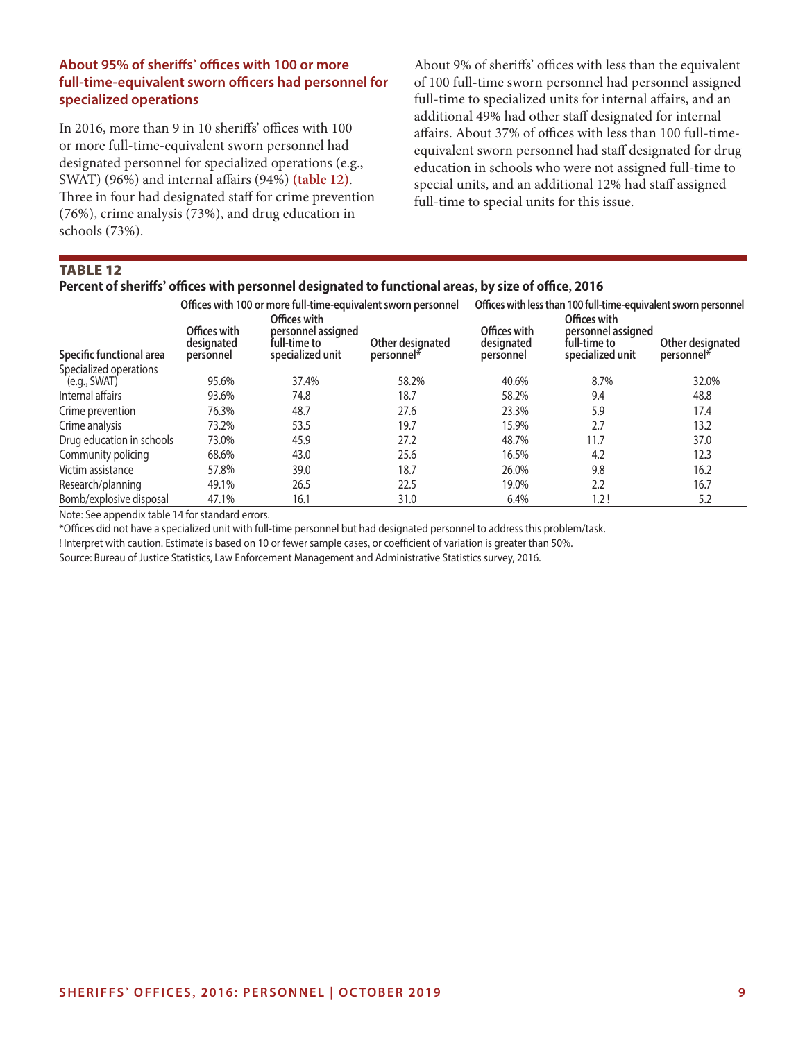### About 95% of sheriffs' offices with 100 or more full-time-equivalent sworn officers had personnel for specialized operations

In 2016, more than 9 in 10 sheriffs' offices with 100 or more full-time-equivalent sworn personnel had designated personnel for specialized operations (e.g., SWAT) (96%) and internal affairs (94%) **(table 12)**. Three in four had designated staff for crime prevention (76%), crime analysis (73%), and drug education in schools (73%).

About 9% of sheriffs' offices with less than the equivalent of 100 full-time sworn personnel had personnel assigned full-time to specialized units for internal affairs, and an additional 49% had other staff designated for internal affairs. About 37% of offices with less than 100 full-time-equivalent sworn personnel had staff designated for drug education in schools who were not assigned full-time to special units, and an additional 12% had staff assigned full-time to special units for this issue.

**TABLE 12**
**Percent of sheriffs' offices with personnel designated to functional areas, by size of office, 2016**

| | Offices with 100 or more full-time-equivalent sworn personnel | | | Offices with less than 100 full-time-equivalent sworn personnel | | |
|---|---|---|---|---|---|---|
| Specific functional area | Offices with designated personnel | Offices with personnel assigned full-time to specialized unit | Other designated personnel* | Offices with designated personnel | Offices with personnel assigned full-time to specialized unit | Other designated personnel* |
| Specialized operations (e.g., SWAT) | 95.6% | 37.4% | 58.2% | 40.6% | 8.7% | 32.0% |
| Internal affairs | 93.6% | 74.8 | 18.7 | 58.2% | 9.4 | 48.8 |
| Crime prevention | 76.3% | 48.7 | 27.6 | 23.3% | 5.9 | 17.4 |
| Crime analysis | 73.2% | 53.5 | 19.7 | 15.9% | 2.7 | 13.2 |
| Drug education in schools | 73.0% | 45.9 | 27.2 | 48.7% | 11.7 | 37.0 |
| Community policing | 68.6% | 43.0 | 25.6 | 16.5% | 4.2 | 12.3 |
| Victim assistance | 57.8% | 39.0 | 18.7 | 26.0% | 9.8 | 16.2 |
| Research/planning | 49.1% | 26.5 | 22.5 | 19.0% | 2.2 | 16.7 |
| Bomb/explosive disposal | 47.1% | 16.1 | 31.0 | 6.4% | 1.2 ! | 5.2 |

Note: See appendix table 14 for standard errors.

*Offices did not have a specialized unit with full-time personnel but had designated personnel to address this problem/task.

! Interpret with caution. Estimate is based on 10 or fewer sample cases, or coefficient of variation is greater than 50%.

Source: Bureau of Justice Statistics, Law Enforcement Management and Administrative Statistics survey, 2016.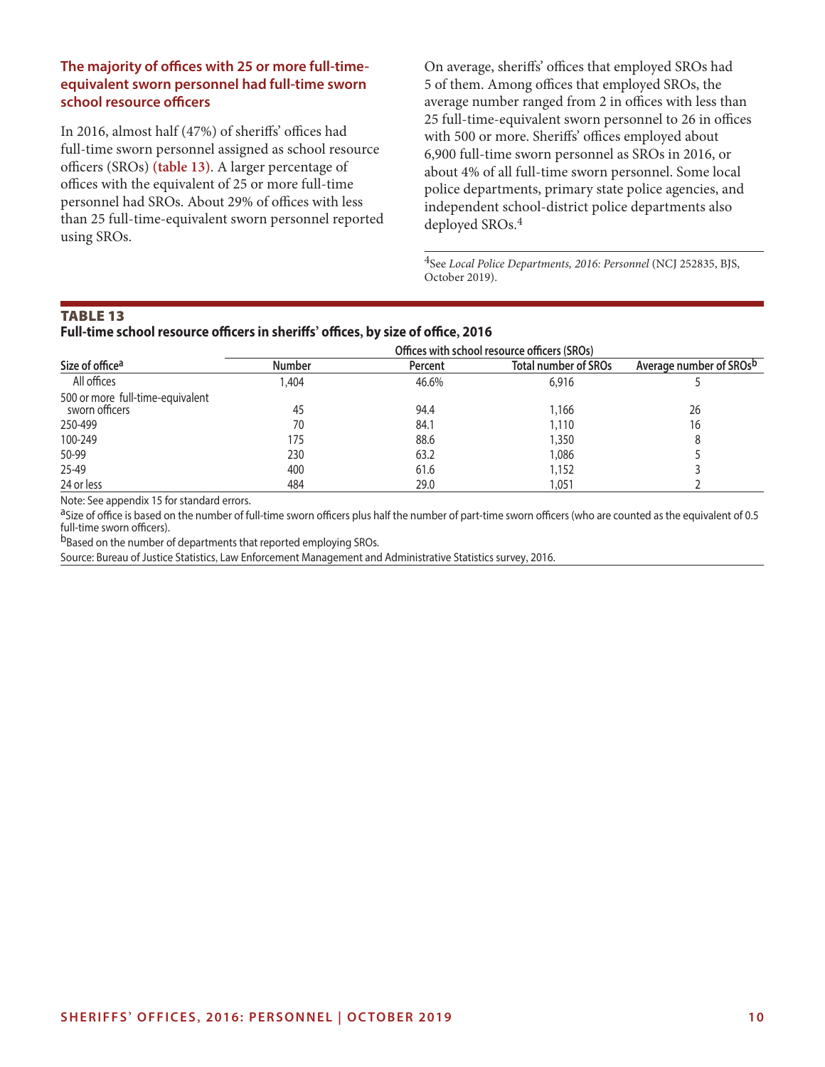### The majority of offices with 25 or more full-time-equivalent sworn personnel had full-time sworn school resource officers

In 2016, almost half (47%) of sheriffs' offices had full-time sworn personnel assigned as school resource officers (SROs) **(table 13)**. A larger percentage of offices with the equivalent of 25 or more full-time personnel had SROs. About 29% of offices with less than 25 full-time-equivalent sworn personnel reported using SROs.

On average, sheriffs' offices that employed SROs had 5 of them. Among offices that employed SROs, the average number ranged from 2 in offices with less than 25 full-time-equivalent sworn personnel to 26 in offices with 500 or more. Sheriffs' offices employed about 6,900 full-time sworn personnel as SROs in 2016, or about 4% of all full-time sworn personnel. Some local police departments, primary state police agencies, and independent school-district police departments also deployed SROs.[4]

[4]See *Local Police Departments, 2016: Personnel* (NCJ 252835, BJS, October 2019).

**TABLE 13**
**Full-time school resource officers in sheriffs' offices, by size of office, 2016**

| | Offices with school resource officers (SROs) | | | |
|---|---|---|---|---|
| Size of office[a] | Number | Percent | Total number of SROs | Average number of SROs[b] |
| All offices | 1,404 | 46.6% | 6,916 | 5 |
| 500 or more full-time-equivalent sworn officers | 45 | 94.4 | 1,166 | 26 |
| 250-499 | 70 | 84.1 | 1,110 | 16 |
| 100-249 | 175 | 88.6 | 1,350 | 8 |
| 50-99 | 230 | 63.2 | 1,086 | 5 |
| 25-49 | 400 | 61.6 | 1,152 | 3 |
| 24 or less | 484 | 29.0 | 1,051 | 2 |

Note: See appendix 15 for standard errors.

[a]Size of office is based on the number of full-time sworn officers plus half the number of part-time sworn officers (who are counted as the equivalent of 0.5 full-time sworn officers).

[b]Based on the number of departments that reported employing SROs.

Source: Bureau of Justice Statistics, Law Enforcement Management and Administrative Statistics survey, 2016.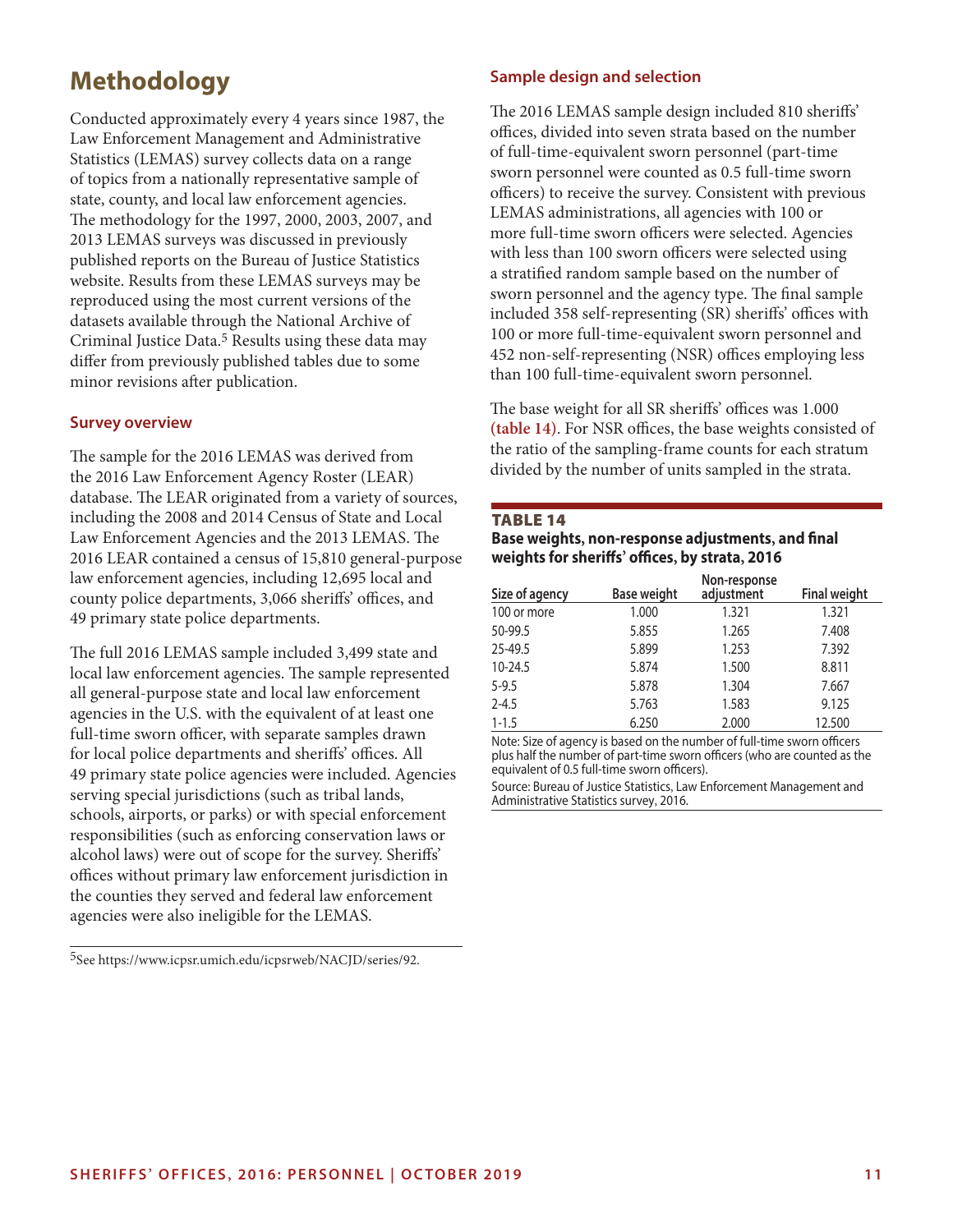# Methodology

Conducted approximately every 4 years since 1987, the Law Enforcement Management and Administrative Statistics (LEMAS) survey collects data on a range of topics from a nationally representative sample of state, county, and local law enforcement agencies. The methodology for the 1997, 2000, 2003, 2007, and 2013 LEMAS surveys was discussed in previously published reports on the Bureau of Justice Statistics website. Results from these LEMAS surveys may be reproduced using the most current versions of the datasets available through the National Archive of Criminal Justice Data.[5] Results using these data may differ from previously published tables due to some minor revisions after publication.

## Survey overview

The sample for the 2016 LEMAS was derived from the 2016 Law Enforcement Agency Roster (LEAR) database. The LEAR originated from a variety of sources, including the 2008 and 2014 Census of State and Local Law Enforcement Agencies and the 2013 LEMAS. The 2016 LEAR contained a census of 15,810 general-purpose law enforcement agencies, including 12,695 local and county police departments, 3,066 sheriffs' offices, and 49 primary state police departments.

The full 2016 LEMAS sample included 3,499 state and local law enforcement agencies. The sample represented all general-purpose state and local law enforcement agencies in the U.S. with the equivalent of at least one full-time sworn officer, with separate samples drawn for local police departments and sheriffs' offices. All 49 primary state police agencies were included. Agencies serving special jurisdictions (such as tribal lands, schools, airports, or parks) or with special enforcement responsibilities (such as enforcing conservation laws or alcohol laws) were out of scope for the survey. Sheriffs' offices without primary law enforcement jurisdiction in the counties they served and federal law enforcement agencies were also ineligible for the LEMAS.

[5]See https://www.icpsr.umich.edu/icpsrweb/NACJD/series/92.

## Sample design and selection

The 2016 LEMAS sample design included 810 sheriffs' offices, divided into seven strata based on the number of full-time-equivalent sworn personnel (part-time sworn personnel were counted as 0.5 full-time sworn officers) to receive the survey. Consistent with previous LEMAS administrations, all agencies with 100 or more full-time sworn officers were selected. Agencies with less than 100 sworn officers were selected using a stratified random sample based on the number of sworn personnel and the agency type. The final sample included 358 self-representing (SR) sheriffs' offices with 100 or more full-time-equivalent sworn personnel and 452 non-self-representing (NSR) offices employing less than 100 full-time-equivalent sworn personnel.

The base weight for all SR sheriffs' offices was 1.000 **(table 14)**. For NSR offices, the base weights consisted of the ratio of the sampling-frame counts for each stratum divided by the number of units sampled in the strata.

**TABLE 14**
**Base weights, non-response adjustments, and final weights for sheriffs' offices, by strata, 2016**

| Size of agency | Base weight | Non-response adjustment | Final weight |
|---|---|---|---|
| 100 or more | 1.000 | 1.321 | 1.321 |
| 50-99.5 | 5.855 | 1.265 | 7.408 |
| 25-49.5 | 5.899 | 1.253 | 7.392 |
| 10-24.5 | 5.874 | 1.500 | 8.811 |
| 5-9.5 | 5.878 | 1.304 | 7.667 |
| 2-4.5 | 5.763 | 1.583 | 9.125 |
| 1-1.5 | 6.250 | 2.000 | 12.500 |

Note: Size of agency is based on the number of full-time sworn officers plus half the number of part-time sworn officers (who are counted as the equivalent of 0.5 full-time sworn officers).
Source: Bureau of Justice Statistics, Law Enforcement Management and Administrative Statistics survey, 2016.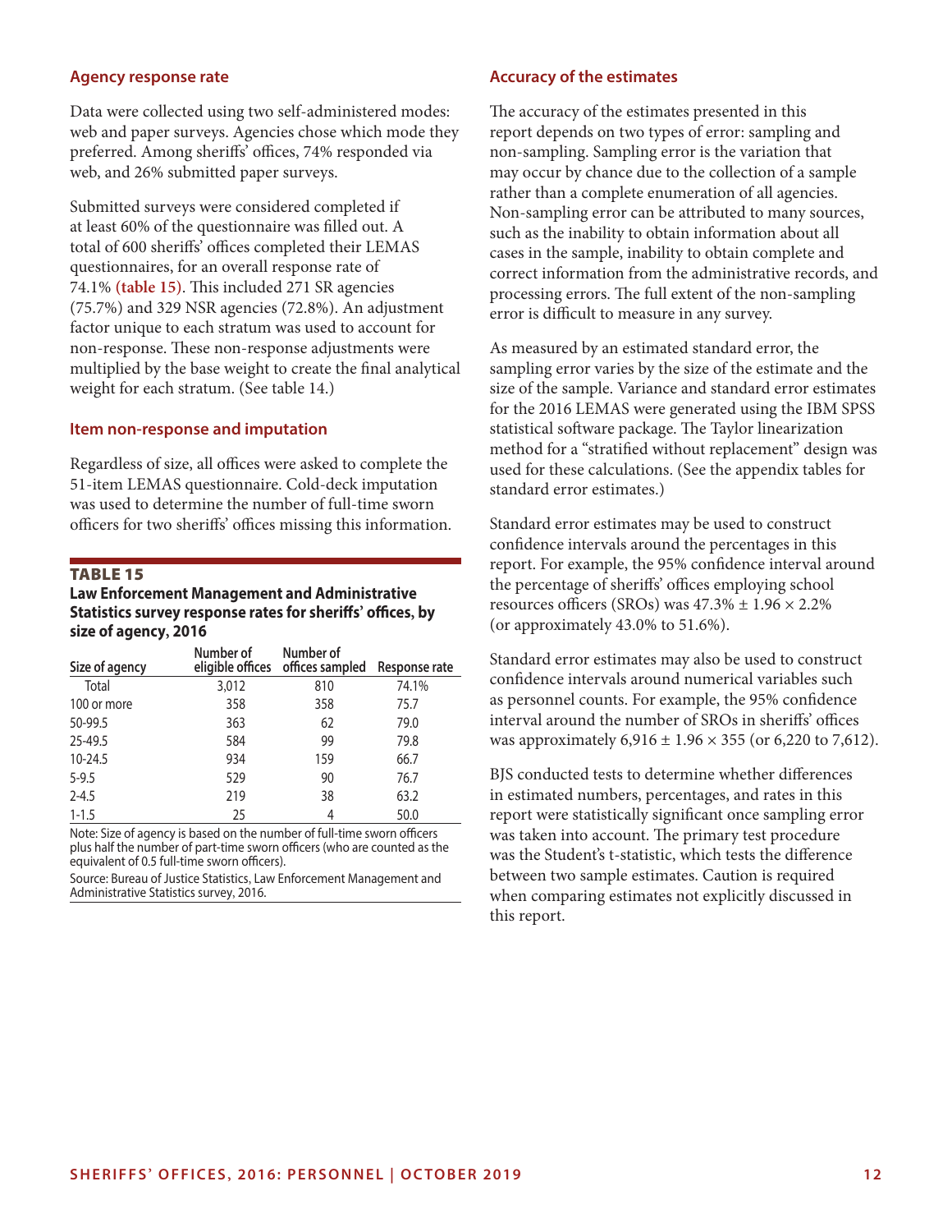## Agency response rate

Data were collected using two self-administered modes: web and paper surveys. Agencies chose which mode they preferred. Among sheriffs' offices, 74% responded via web, and 26% submitted paper surveys.

Submitted surveys were considered completed if at least 60% of the questionnaire was filled out. A total of 600 sheriffs' offices completed their LEMAS questionnaires, for an overall response rate of 74.1% **(table 15)**. This included 271 SR agencies (75.7%) and 329 NSR agencies (72.8%). An adjustment factor unique to each stratum was used to account for non-response. These non-response adjustments were multiplied by the base weight to create the final analytical weight for each stratum. (See table 14.)

## Item non-response and imputation

Regardless of size, all offices were asked to complete the 51-item LEMAS questionnaire. Cold-deck imputation was used to determine the number of full-time sworn officers for two sheriffs' offices missing this information.

**TABLE 15**

**Law Enforcement Management and Administrative Statistics survey response rates for sheriffs' offices, by size of agency, 2016**

| Size of agency | Number of eligible offices | Number of offices sampled | Response rate |
|---|---|---|---|
| Total | 3,012 | 810 | 74.1% |
| 100 or more | 358 | 358 | 75.7 |
| 50-99.5 | 363 | 62 | 79.0 |
| 25-49.5 | 584 | 99 | 79.8 |
| 10-24.5 | 934 | 159 | 66.7 |
| 5-9.5 | 529 | 90 | 76.7 |
| 2-4.5 | 219 | 38 | 63.2 |
| 1-1.5 | 25 | 4 | 50.0 |

Note: Size of agency is based on the number of full-time sworn officers plus half the number of part-time sworn officers (who are counted as the equivalent of 0.5 full-time sworn officers).

Source: Bureau of Justice Statistics, Law Enforcement Management and Administrative Statistics survey, 2016.

## Accuracy of the estimates

The accuracy of the estimates presented in this report depends on two types of error: sampling and non-sampling. Sampling error is the variation that may occur by chance due to the collection of a sample rather than a complete enumeration of all agencies. Non-sampling error can be attributed to many sources, such as the inability to obtain information about all cases in the sample, inability to obtain complete and correct information from the administrative records, and processing errors. The full extent of the non-sampling error is difficult to measure in any survey.

As measured by an estimated standard error, the sampling error varies by the size of the estimate and the size of the sample. Variance and standard error estimates for the 2016 LEMAS were generated using the IBM SPSS statistical software package. The Taylor linearization method for a "stratified without replacement" design was used for these calculations. (See the appendix tables for standard error estimates.)

Standard error estimates may be used to construct confidence intervals around the percentages in this report. For example, the 95% confidence interval around the percentage of sheriffs' offices employing school resources officers (SROs) was $47.3\% \pm 1.96 \times 2.2\%$ (or approximately 43.0% to 51.6%).

Standard error estimates may also be used to construct confidence intervals around numerical variables such as personnel counts. For example, the 95% confidence interval around the number of SROs in sheriffs' offices was approximately $6{,}916 \pm 1.96 \times 355$ (or 6,220 to 7,612).

BJS conducted tests to determine whether differences in estimated numbers, percentages, and rates in this report were statistically significant once sampling error was taken into account. The primary test procedure was the Student's t-statistic, which tests the difference between two sample estimates. Caution is required when comparing estimates not explicitly discussed in this report.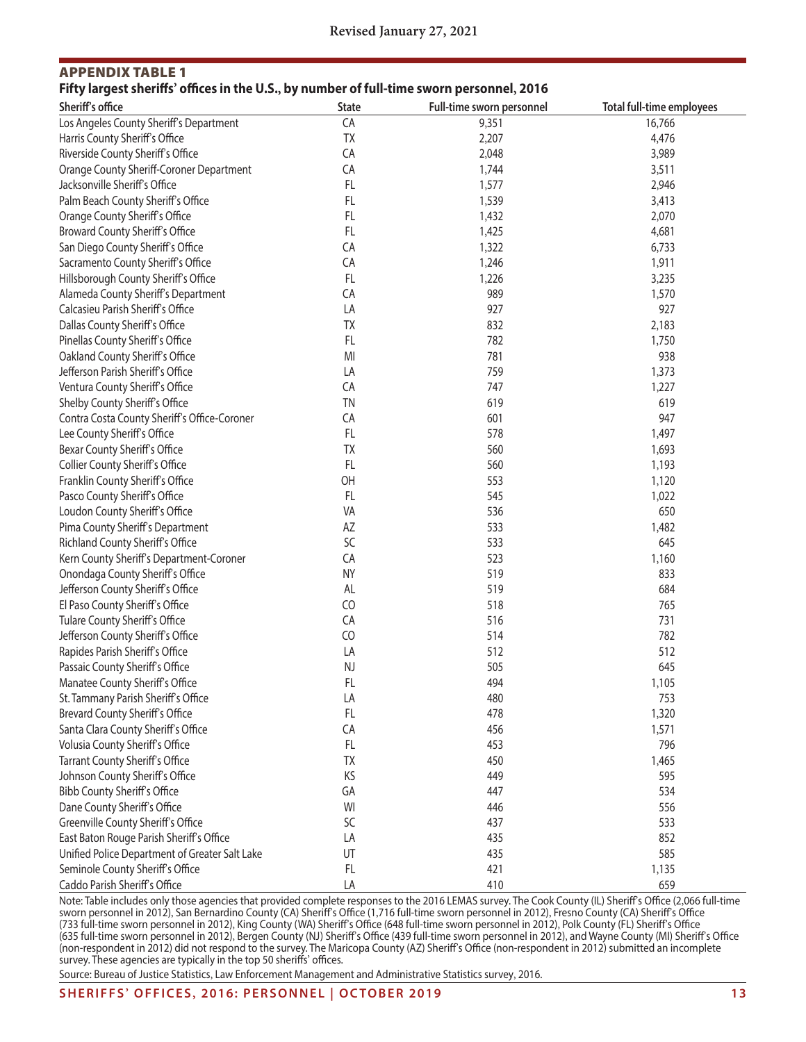Revised January 27, 2021

## APPENDIX TABLE 1

**Fifty largest sheriffs' offices in the U.S., by number of full-time sworn personnel, 2016**

| Sheriff's office | State | Full-time sworn personnel | Total full-time employees |
|---|---|---|---|
| Los Angeles County Sheriff's Department | CA | 9,351 | 16,766 |
| Harris County Sheriff's Office | TX | 2,207 | 4,476 |
| Riverside County Sheriff's Office | CA | 2,048 | 3,989 |
| Orange County Sheriff-Coroner Department | CA | 1,744 | 3,511 |
| Jacksonville Sheriff's Office | FL | 1,577 | 2,946 |
| Palm Beach County Sheriff's Office | FL | 1,539 | 3,413 |
| Orange County Sheriff's Office | FL | 1,432 | 2,070 |
| Broward County Sheriff's Office | FL | 1,425 | 4,681 |
| San Diego County Sheriff's Office | CA | 1,322 | 6,733 |
| Sacramento County Sheriff's Office | CA | 1,246 | 1,911 |
| Hillsborough County Sheriff's Office | FL | 1,226 | 3,235 |
| Alameda County Sheriff's Department | CA | 989 | 1,570 |
| Calcasieu Parish Sheriff's Office | LA | 927 | 927 |
| Dallas County Sheriff's Office | TX | 832 | 2,183 |
| Pinellas County Sheriff's Office | FL | 782 | 1,750 |
| Oakland County Sheriff's Office | MI | 781 | 938 |
| Jefferson Parish Sheriff's Office | LA | 759 | 1,373 |
| Ventura County Sheriff's Office | CA | 747 | 1,227 |
| Shelby County Sheriff's Office | TN | 619 | 619 |
| Contra Costa County Sheriff's Office-Coroner | CA | 601 | 947 |
| Lee County Sheriff's Office | FL | 578 | 1,497 |
| Bexar County Sheriff's Office | TX | 560 | 1,693 |
| Collier County Sheriff's Office | FL | 560 | 1,193 |
| Franklin County Sheriff's Office | OH | 553 | 1,120 |
| Pasco County Sheriff's Office | FL | 545 | 1,022 |
| Loudon County Sheriff's Office | VA | 536 | 650 |
| Pima County Sheriff's Department | AZ | 533 | 1,482 |
| Richland County Sheriff's Office | SC | 533 | 645 |
| Kern County Sheriff's Department-Coroner | CA | 523 | 1,160 |
| Onondaga County Sheriff's Office | NY | 519 | 833 |
| Jefferson County Sheriff's Office | AL | 519 | 684 |
| El Paso County Sheriff's Office | CO | 518 | 765 |
| Tulare County Sheriff's Office | CA | 516 | 731 |
| Jefferson County Sheriff's Office | CO | 514 | 782 |
| Rapides Parish Sheriff's Office | LA | 512 | 512 |
| Passaic County Sheriff's Office | NJ | 505 | 645 |
| Manatee County Sheriff's Office | FL | 494 | 1,105 |
| St. Tammany Parish Sheriff's Office | LA | 480 | 753 |
| Brevard County Sheriff's Office | FL | 478 | 1,320 |
| Santa Clara County Sheriff's Office | CA | 456 | 1,571 |
| Volusia County Sheriff's Office | FL | 453 | 796 |
| Tarrant County Sheriff's Office | TX | 450 | 1,465 |
| Johnson County Sheriff's Office | KS | 449 | 595 |
| Bibb County Sheriff's Office | GA | 447 | 534 |
| Dane County Sheriff's Office | WI | 446 | 556 |
| Greenville County Sheriff's Office | SC | 437 | 533 |
| East Baton Rouge Parish Sheriff's Office | LA | 435 | 852 |
| Unified Police Department of Greater Salt Lake | UT | 435 | 585 |
| Seminole County Sheriff's Office | FL | 421 | 1,135 |
| Caddo Parish Sheriff's Office | LA | 410 | 659 |

Note: Table includes only those agencies that provided complete responses to the 2016 LEMAS survey. The Cook County (IL) Sheriff's Office (2,066 full-time sworn personnel in 2012), San Bernardino County (CA) Sheriff's Office (1,716 full-time sworn personnel in 2012), Fresno County (CA) Sheriff's Office (733 full-time sworn personnel in 2012), King County (WA) Sheriff's Office (648 full-time sworn personnel in 2012), Polk County (FL) Sheriff's Office (635 full-time sworn personnel in 2012), Bergen County (NJ) Sheriff's Office (439 full-time sworn personnel in 2012), and Wayne County (MI) Sheriff's Office (non-respondent in 2012) did not respond to the survey. The Maricopa County (AZ) Sheriff's Office (non-respondent in 2012) submitted an incomplete survey. These agencies are typically in the top 50 sheriffs' offices.

Source: Bureau of Justice Statistics, Law Enforcement Management and Administrative Statistics survey, 2016.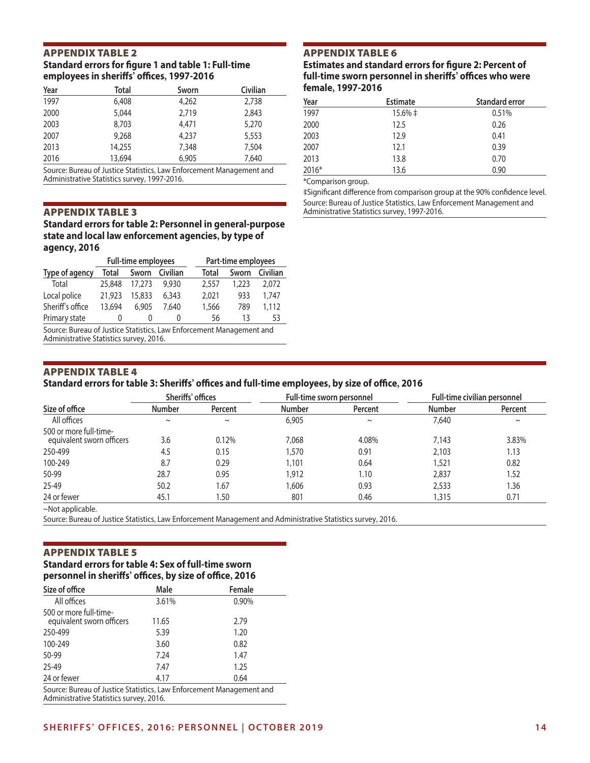## APPENDIX TABLE 2

**Standard errors for figure 1 and table 1: Full-time employees in sheriffs' offices, 1997-2016**

| Year | Total | Sworn | Civilian |
|---|---|---|---|
| 1997 | 6,408 | 4,262 | 2,738 |
| 2000 | 5,044 | 2,719 | 2,843 |
| 2003 | 8,703 | 4,471 | 5,270 |
| 2007 | 9,268 | 4,237 | 5,553 |
| 2013 | 14,255 | 7,348 | 7,504 |
| 2016 | 13,694 | 6,905 | 7,640 |

Source: Bureau of Justice Statistics, Law Enforcement Management and Administrative Statistics survey, 1997-2016.

## APPENDIX TABLE 3

**Standard errors for table 2: Personnel in general-purpose state and local law enforcement agencies, by type of agency, 2016**

| | Full-time employees | | | Part-time employees | | |
|---|---|---|---|---|---|---|
| Type of agency | Total | Sworn | Civilian | Total | Sworn | Civilian |
| Total | 25,848 | 17,273 | 9,930 | 2,557 | 1,223 | 2,072 |
| Local police | 21,923 | 15,833 | 6,343 | 2,021 | 933 | 1,747 |
| Sheriff's office | 13,694 | 6,905 | 7,640 | 1,566 | 789 | 1,112 |
| Primary state | 0 | 0 | 0 | 56 | 13 | 53 |

Source: Bureau of Justice Statistics, Law Enforcement Management and Administrative Statistics survey, 2016.

## APPENDIX TABLE 4

**Standard errors for table 3: Sheriffs' offices and full-time employees, by size of office, 2016**

| | Sheriffs' offices | | Full-time sworn personnel | | Full-time civilian personnel | |
|---|---|---|---|---|---|---|
| Size of office | Number | Percent | Number | Percent | Number | Percent |
| All offices | ~ | ~ | 6,905 | ~ | 7,640 | ~ |
| 500 or more full-time-equivalent sworn officers | 3.6 | 0.12% | 7,068 | 4.08% | 7,143 | 3.83% |
| 250-499 | 4.5 | 0.15 | 1,570 | 0.91 | 2,103 | 1.13 |
| 100-249 | 8.7 | 0.29 | 1,101 | 0.64 | 1,521 | 0.82 |
| 50-99 | 28.7 | 0.95 | 1,912 | 1.10 | 2,837 | 1.52 |
| 25-49 | 50.2 | 1.67 | 1,606 | 0.93 | 2,533 | 1.36 |
| 24 or fewer | 45.1 | 1.50 | 801 | 0.46 | 1,315 | 0.71 |

~Not applicable.

Source: Bureau of Justice Statistics, Law Enforcement Management and Administrative Statistics survey, 2016.

## APPENDIX TABLE 5

**Standard errors for table 4: Sex of full-time sworn personnel in sheriffs' offices, by size of office, 2016**

| Size of office | Male | Female |
|---|---|---|
| All offices | 3.61% | 0.90% |
| 500 or more full-time-equivalent sworn officers | 11.65 | 2.79 |
| 250-499 | 5.39 | 1.20 |
| 100-249 | 3.60 | 0.82 |
| 50-99 | 7.24 | 1.47 |
| 25-49 | 7.47 | 1.25 |
| 24 or fewer | 4.17 | 0.64 |

Source: Bureau of Justice Statistics, Law Enforcement Management and Administrative Statistics survey, 2016.

## APPENDIX TABLE 6

**Estimates and standard errors for figure 2: Percent of full-time sworn personnel in sheriffs' offices who were female, 1997-2016**

| Year | Estimate | Standard error |
|---|---|---|
| 1997 | 15.6% ‡ | 0.51% |
| 2000 | 12.5 | 0.26 |
| 2003 | 12.9 | 0.41 |
| 2007 | 12.1 | 0.39 |
| 2013 | 13.8 | 0.70 |
| 2016* | 13.6 | 0.90 |

*Comparison group.

‡Significant difference from comparison group at the 90% confidence level.

Source: Bureau of Justice Statistics, Law Enforcement Management and Administrative Statistics survey, 1997-2016.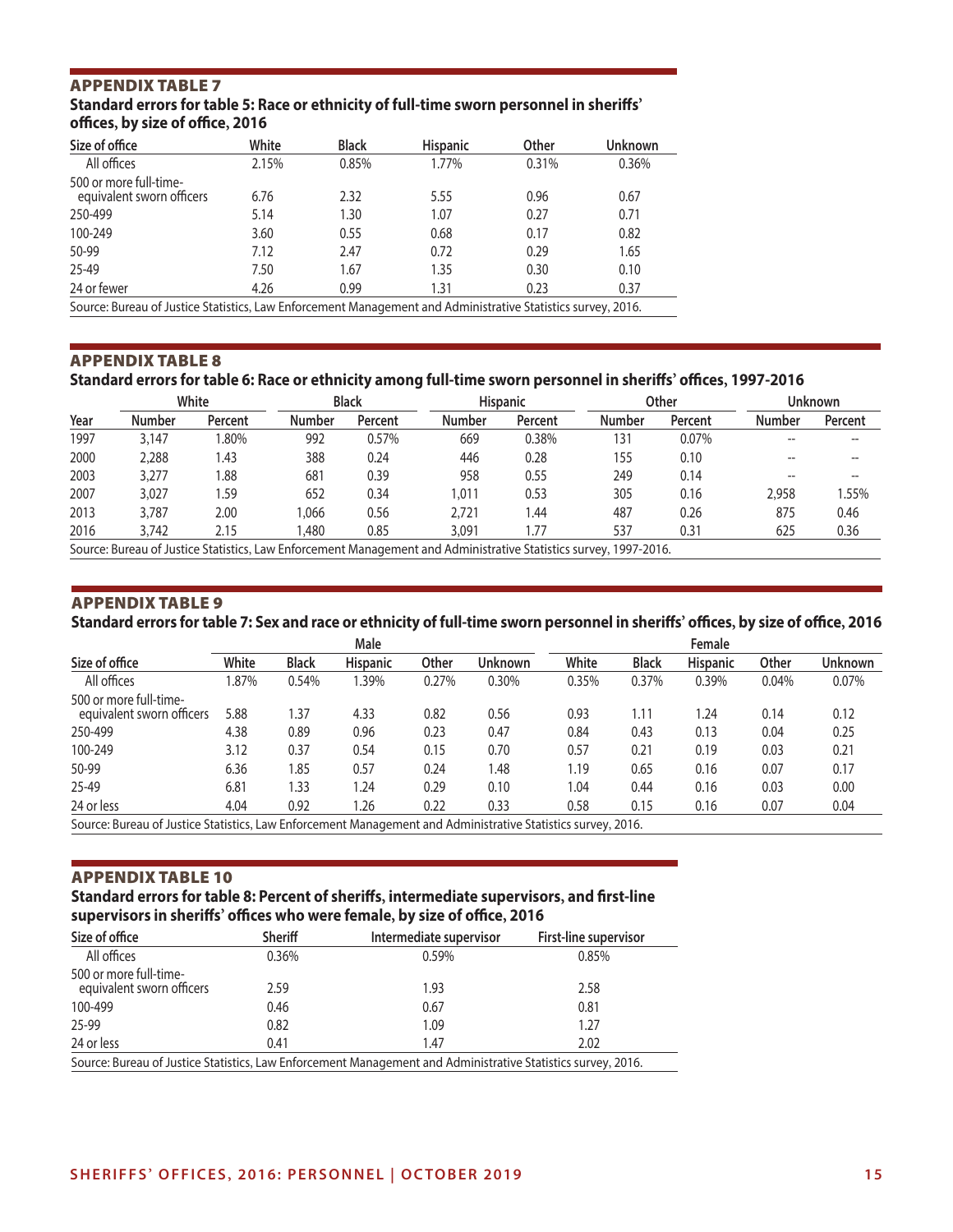## APPENDIX TABLE 7

**Standard errors for table 5: Race or ethnicity of full-time sworn personnel in sheriffs' offices, by size of office, 2016**

| Size of office | White | Black | Hispanic | Other | Unknown |
|---|---|---|---|---|---|
| All offices | 2.15% | 0.85% | 1.77% | 0.31% | 0.36% |
| 500 or more full-time-equivalent sworn officers | 6.76 | 2.32 | 5.55 | 0.96 | 0.67 |
| 250-499 | 5.14 | 1.30 | 1.07 | 0.27 | 0.71 |
| 100-249 | 3.60 | 0.55 | 0.68 | 0.17 | 0.82 |
| 50-99 | 7.12 | 2.47 | 0.72 | 0.29 | 1.65 |
| 25-49 | 7.50 | 1.67 | 1.35 | 0.30 | 0.10 |
| 24 or fewer | 4.26 | 0.99 | 1.31 | 0.23 | 0.37 |

Source: Bureau of Justice Statistics, Law Enforcement Management and Administrative Statistics survey, 2016.

## APPENDIX TABLE 8

**Standard errors for table 6: Race or ethnicity among full-time sworn personnel in sheriffs' offices, 1997-2016**

| | White | | Black | | Hispanic | | Other | | Unknown | |
|---|---|---|---|---|---|---|---|---|---|---|
| Year | Number | Percent | Number | Percent | Number | Percent | Number | Percent | Number | Percent |
| 1997 | 3,147 | 1.80% | 992 | 0.57% | 669 | 0.38% | 131 | 0.07% | -- | -- |
| 2000 | 2,288 | 1.43 | 388 | 0.24 | 446 | 0.28 | 155 | 0.10 | -- | -- |
| 2003 | 3,277 | 1.88 | 681 | 0.39 | 958 | 0.55 | 249 | 0.14 | -- | -- |
| 2007 | 3,027 | 1.59 | 652 | 0.34 | 1,011 | 0.53 | 305 | 0.16 | 2,958 | 1.55% |
| 2013 | 3,787 | 2.00 | 1,066 | 0.56 | 2,721 | 1.44 | 487 | 0.26 | 875 | 0.46 |
| 2016 | 3,742 | 2.15 | 1,480 | 0.85 | 3,091 | 1.77 | 537 | 0.31 | 625 | 0.36 |

Source: Bureau of Justice Statistics, Law Enforcement Management and Administrative Statistics survey, 1997-2016.

## APPENDIX TABLE 9

**Standard errors for table 7: Sex and race or ethnicity of full-time sworn personnel in sheriffs' offices, by size of office, 2016**

| | Male | | | | | Female | | | | |
|---|---|---|---|---|---|---|---|---|---|---|
| Size of office | White | Black | Hispanic | Other | Unknown | White | Black | Hispanic | Other | Unknown |
| All offices | 1.87% | 0.54% | 1.39% | 0.27% | 0.30% | 0.35% | 0.37% | 0.39% | 0.04% | 0.07% |
| 500 or more full-time-equivalent sworn officers | 5.88 | 1.37 | 4.33 | 0.82 | 0.56 | 0.93 | 1.11 | 1.24 | 0.14 | 0.12 |
| 250-499 | 4.38 | 0.89 | 0.96 | 0.23 | 0.47 | 0.84 | 0.43 | 0.13 | 0.04 | 0.25 |
| 100-249 | 3.12 | 0.37 | 0.54 | 0.15 | 0.70 | 0.57 | 0.21 | 0.19 | 0.03 | 0.21 |
| 50-99 | 6.36 | 1.85 | 0.57 | 0.24 | 1.48 | 1.19 | 0.65 | 0.16 | 0.07 | 0.17 |
| 25-49 | 6.81 | 1.33 | 1.24 | 0.29 | 0.10 | 1.04 | 0.44 | 0.16 | 0.03 | 0.00 |
| 24 or less | 4.04 | 0.92 | 1.26 | 0.22 | 0.33 | 0.58 | 0.15 | 0.16 | 0.07 | 0.04 |

Source: Bureau of Justice Statistics, Law Enforcement Management and Administrative Statistics survey, 2016.

## APPENDIX TABLE 10

**Standard errors for table 8: Percent of sheriffs, intermediate supervisors, and first-line supervisors in sheriffs' offices who were female, by size of office, 2016**

| Size of office | Sheriff | Intermediate supervisor | First-line supervisor |
|---|---|---|---|
| All offices | 0.36% | 0.59% | 0.85% |
| 500 or more full-time-equivalent sworn officers | 2.59 | 1.93 | 2.58 |
| 100-499 | 0.46 | 0.67 | 0.81 |
| 25-99 | 0.82 | 1.09 | 1.27 |
| 24 or less | 0.41 | 1.47 | 2.02 |

Source: Bureau of Justice Statistics, Law Enforcement Management and Administrative Statistics survey, 2016.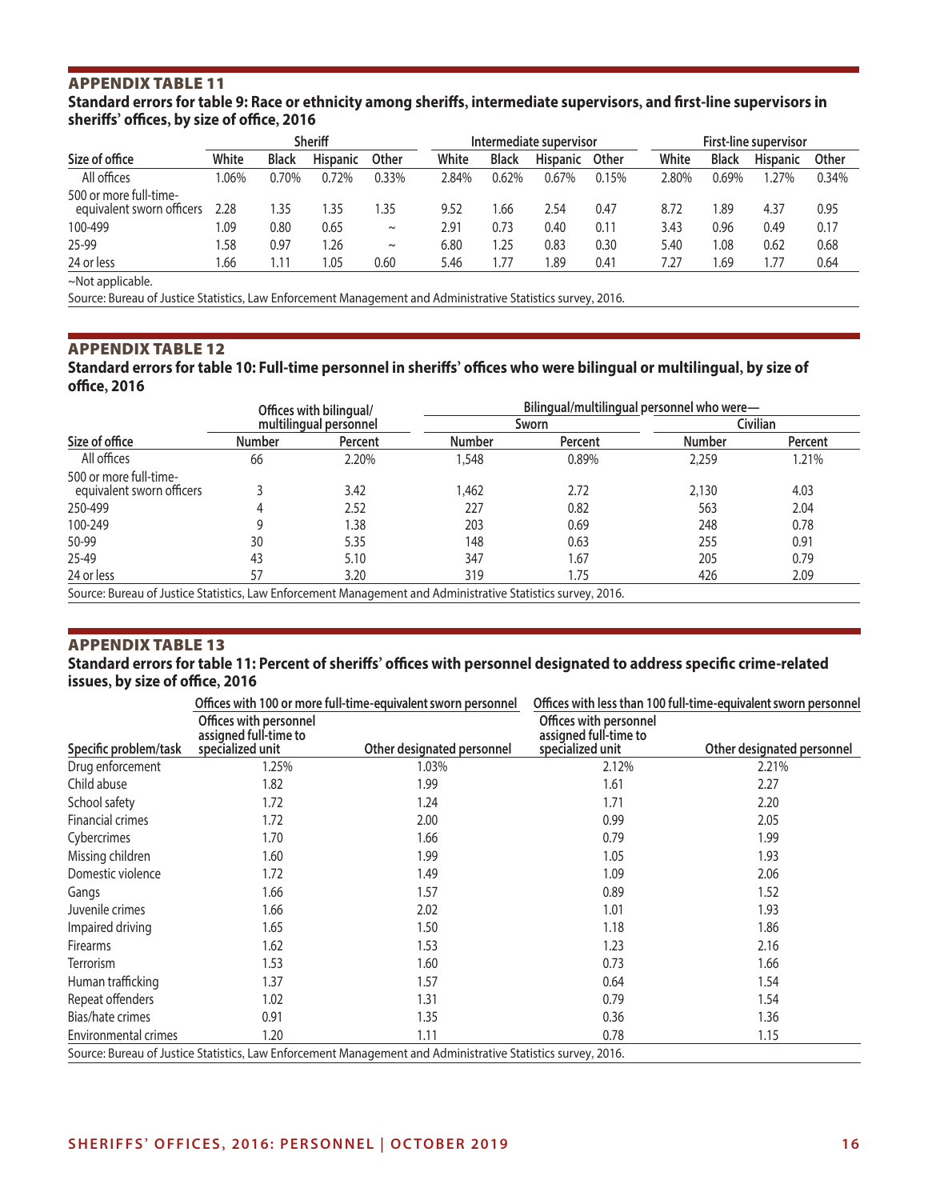## APPENDIX TABLE 11

**Standard errors for table 9: Race or ethnicity among sheriffs, intermediate supervisors, and first-line supervisors in sheriffs' offices, by size of office, 2016**

| | Sheriff | | | | Intermediate supervisor | | | | First-line supervisor | | | |
|---|---|---|---|---|---|---|---|---|---|---|---|---|
| Size of office | White | Black | Hispanic | Other | White | Black | Hispanic | Other | White | Black | Hispanic | Other |
| All offices | 1.06% | 0.70% | 0.72% | 0.33% | 2.84% | 0.62% | 0.67% | 0.15% | 2.80% | 0.69% | 1.27% | 0.34% |
| 500 or more full-time-equivalent sworn officers | 2.28 | 1.35 | 1.35 | 1.35 | 9.52 | 1.66 | 2.54 | 0.47 | 8.72 | 1.89 | 4.37 | 0.95 |
| 100-499 | 1.09 | 0.80 | 0.65 | ~ | 2.91 | 0.73 | 0.40 | 0.11 | 3.43 | 0.96 | 0.49 | 0.17 |
| 25-99 | 1.58 | 0.97 | 1.26 | ~ | 6.80 | 1.25 | 0.83 | 0.30 | 5.40 | 1.08 | 0.62 | 0.68 |
| 24 or less | 1.66 | 1.11 | 1.05 | 0.60 | 5.46 | 1.77 | 1.89 | 0.41 | 7.27 | 1.69 | 1.77 | 0.64 |

~Not applicable.

Source: Bureau of Justice Statistics, Law Enforcement Management and Administrative Statistics survey, 2016.

## APPENDIX TABLE 12

**Standard errors for table 10: Full-time personnel in sheriffs' offices who were bilingual or multilingual, by size of office, 2016**

| | Offices with bilingual/ multilingual personnel | | Bilingual/multilingual personnel who were— | | | |
|---|---|---|---|---|---|---|
| | | | Sworn | | Civilian | |
| Size of office | Number | Percent | Number | Percent | Number | Percent |
| All offices | 66 | 2.20% | 1,548 | 0.89% | 2,259 | 1.21% |
| 500 or more full-time-equivalent sworn officers | 3 | 3.42 | 1,462 | 2.72 | 2,130 | 4.03 |
| 250-499 | 4 | 2.52 | 227 | 0.82 | 563 | 2.04 |
| 100-249 | 9 | 1.38 | 203 | 0.69 | 248 | 0.78 |
| 50-99 | 30 | 5.35 | 148 | 0.63 | 255 | 0.91 |
| 25-49 | 43 | 5.10 | 347 | 1.67 | 205 | 0.79 |
| 24 or less | 57 | 3.20 | 319 | 1.75 | 426 | 2.09 |

Source: Bureau of Justice Statistics, Law Enforcement Management and Administrative Statistics survey, 2016.

## APPENDIX TABLE 13

**Standard errors for table 11: Percent of sheriffs' offices with personnel designated to address specific crime-related issues, by size of office, 2016**

| | Offices with 100 or more full-time-equivalent sworn personnel | | Offices with less than 100 full-time-equivalent sworn personnel | |
|---|---|---|---|---|
| Specific problem/task | Offices with personnel assigned full-time to specialized unit | Other designated personnel | Offices with personnel assigned full-time to specialized unit | Other designated personnel |
| Drug enforcement | 1.25% | 1.03% | 2.12% | 2.21% |
| Child abuse | 1.82 | 1.99 | 1.61 | 2.27 |
| School safety | 1.72 | 1.24 | 1.71 | 2.20 |
| Financial crimes | 1.72 | 2.00 | 0.99 | 2.05 |
| Cybercrimes | 1.70 | 1.66 | 0.79 | 1.99 |
| Missing children | 1.60 | 1.99 | 1.05 | 1.93 |
| Domestic violence | 1.72 | 1.49 | 1.09 | 2.06 |
| Gangs | 1.66 | 1.57 | 0.89 | 1.52 |
| Juvenile crimes | 1.66 | 2.02 | 1.01 | 1.93 |
| Impaired driving | 1.65 | 1.50 | 1.18 | 1.86 |
| Firearms | 1.62 | 1.53 | 1.23 | 2.16 |
| Terrorism | 1.53 | 1.60 | 0.73 | 1.66 |
| Human trafficking | 1.37 | 1.57 | 0.64 | 1.54 |
| Repeat offenders | 1.02 | 1.31 | 0.79 | 1.54 |
| Bias/hate crimes | 0.91 | 1.35 | 0.36 | 1.36 |
| Environmental crimes | 1.20 | 1.11 | 0.78 | 1.15 |

Source: Bureau of Justice Statistics, Law Enforcement Management and Administrative Statistics survey, 2016.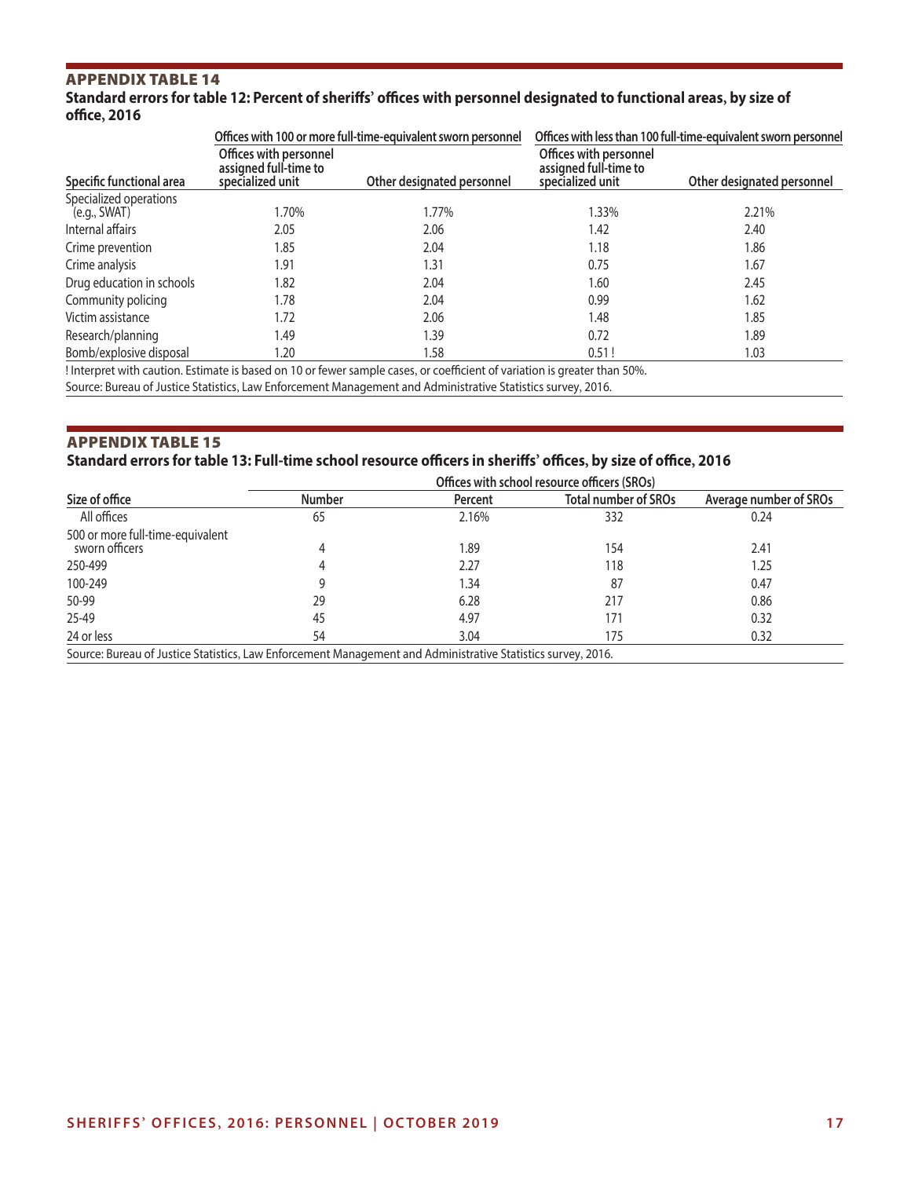## APPENDIX TABLE 14

**Standard errors for table 12: Percent of sheriffs' offices with personnel designated to functional areas, by size of office, 2016**

| Specific functional area | Offices with 100 or more full-time-equivalent sworn personnel | | Offices with less than 100 full-time-equivalent sworn personnel | |
|---|---|---|---|---|
| | Offices with personnel assigned full-time to specialized unit | Other designated personnel | Offices with personnel assigned full-time to specialized unit | Other designated personnel |
| Specialized operations (e.g., SWAT) | 1.70% | 1.77% | 1.33% | 2.21% |
| Internal affairs | 2.05 | 2.06 | 1.42 | 2.40 |
| Crime prevention | 1.85 | 2.04 | 1.18 | 1.86 |
| Crime analysis | 1.91 | 1.31 | 0.75 | 1.67 |
| Drug education in schools | 1.82 | 2.04 | 1.60 | 2.45 |
| Community policing | 1.78 | 2.04 | 0.99 | 1.62 |
| Victim assistance | 1.72 | 2.06 | 1.48 | 1.85 |
| Research/planning | 1.49 | 1.39 | 0.72 | 1.89 |
| Bomb/explosive disposal | 1.20 | 1.58 | 0.51 ! | 1.03 |

! Interpret with caution. Estimate is based on 10 or fewer sample cases, or coefficient of variation is greater than 50%.

Source: Bureau of Justice Statistics, Law Enforcement Management and Administrative Statistics survey, 2016.

## APPENDIX TABLE 15

**Standard errors for table 13: Full-time school resource officers in sheriffs' offices, by size of office, 2016**

| Size of office | Offices with school resource officers (SROs) | | | |
|---|---|---|---|---|
| | Number | Percent | Total number of SROs | Average number of SROs |
| All offices | 65 | 2.16% | 332 | 0.24 |
| 500 or more full-time-equivalent sworn officers | 4 | 1.89 | 154 | 2.41 |
| 250-499 | 4 | 2.27 | 118 | 1.25 |
| 100-249 | 9 | 1.34 | 87 | 0.47 |
| 50-99 | 29 | 6.28 | 217 | 0.86 |
| 25-49 | 45 | 4.97 | 171 | 0.32 |
| 24 or less | 54 | 3.04 | 175 | 0.32 |

Source: Bureau of Justice Statistics, Law Enforcement Management and Administrative Statistics survey, 2016.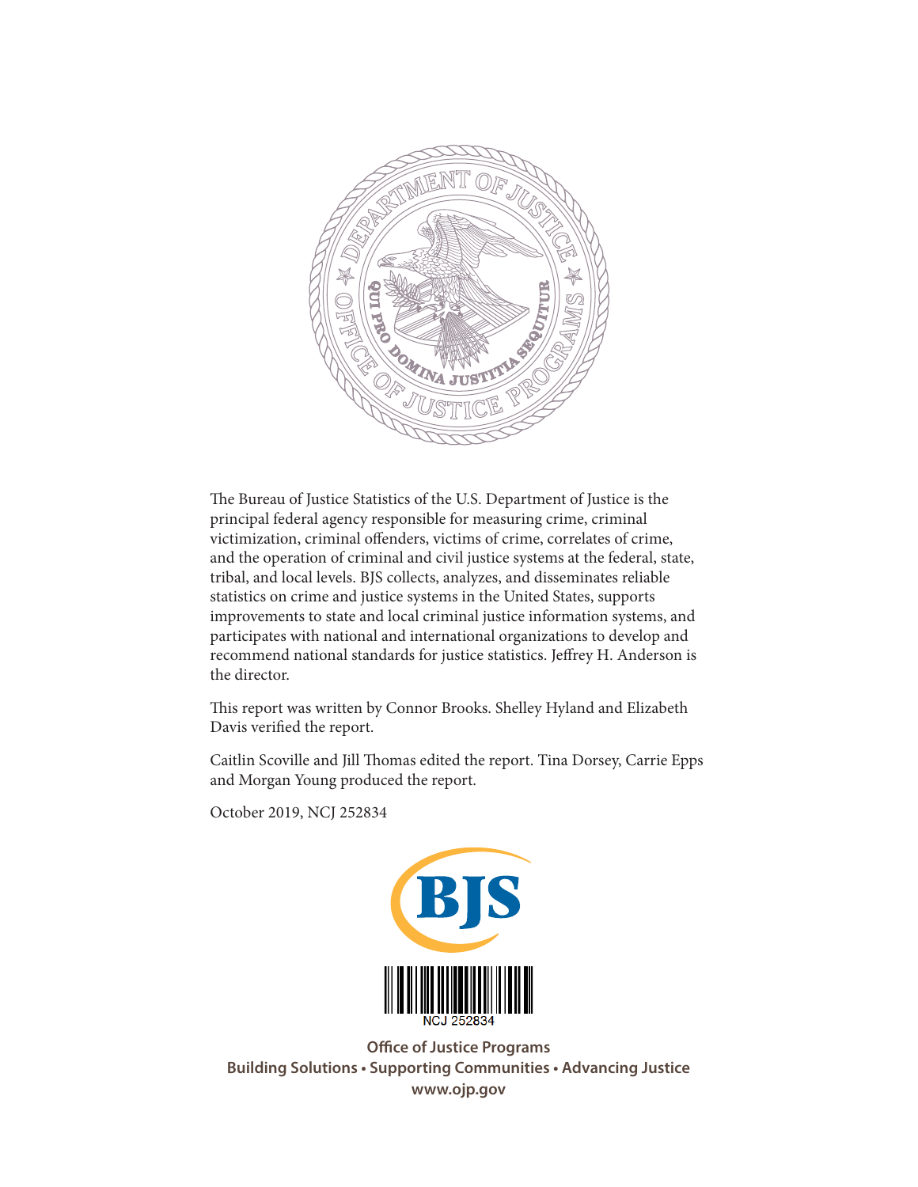The Bureau of Justice Statistics of the U.S. Department of Justice is the principal federal agency responsible for measuring crime, criminal victimization, criminal offenders, victims of crime, correlates of crime, and the operation of criminal and civil justice systems at the federal, state, tribal, and local levels. BJS collects, analyzes, and disseminates reliable statistics on crime and justice systems in the United States, supports improvements to state and local criminal justice information systems, and participates with national and international organizations to develop and recommend national standards for justice statistics. Jeffrey H. Anderson is the director.

This report was written by Connor Brooks. Shelley Hyland and Elizabeth Davis verified the report.

Caitlin Scoville and Jill Thomas edited the report. Tina Dorsey, Carrie Epps and Morgan Young produced the report.

October 2019, NCJ 252834

NCJ 252834

**Office of Justice Programs**
**Building Solutions • Supporting Communities • Advancing Justice**
**www.ojp.gov**